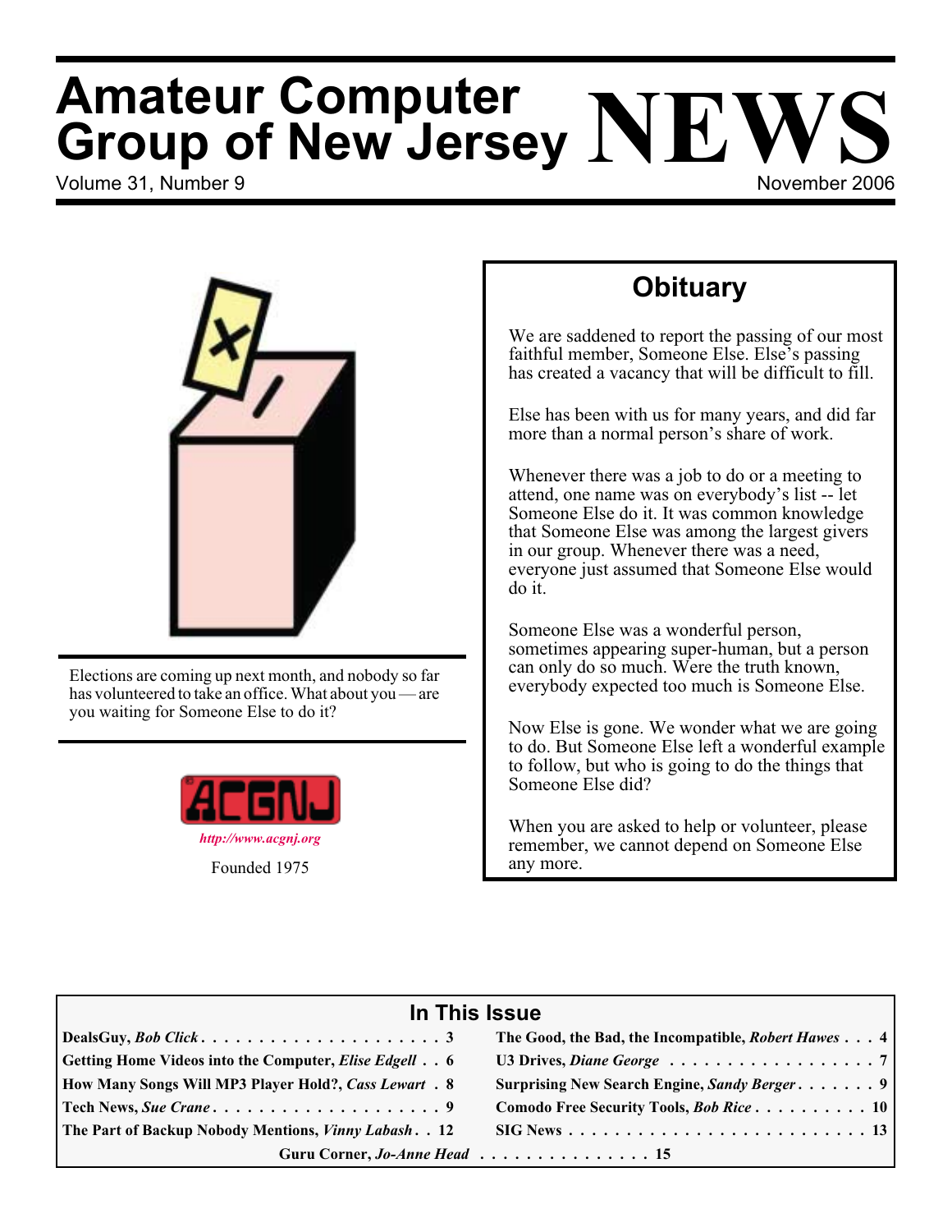# Amateur Computer Group of New Jersey NEWS

Volume 31, Number 9 — November 2006

Elections are coming up next month, and nobody so far has volunteered to take an office. What about you — are you waiting for Someone Else to do it?

ACGNJ

*http://www.acgnj.org*

Founded 1975

## Obituary

We are saddened to report the passing of our most faithful member, Someone Else. Else's passing has created a vacancy that will be difficult to fill.

Else has been with us for many years, and did far more than a normal person's share of work.

Whenever there was a job to do or a meeting to attend, one name was on everybody's list -- let Someone Else do it. It was common knowledge that Someone Else was among the largest givers in our group. Whenever there was a need, everyone just assumed that Someone Else would do it.

Someone Else was a wonderful person, sometimes appearing super-human, but a person can only do so much. Were the truth known, everybody expected too much is Someone Else.

Now Else is gone. We wonder what we are going to do. But Someone Else left a wonderful example to follow, but who is going to do the things that Someone Else did?

When you are asked to help or volunteer, please remember, we cannot depend on Someone Else any more.

## In This Issue

| | |
|---|---|
| **DealsGuy, *Bob Click*** . . . 3 | **The Good, the Bad, the Incompatible, *Robert Hawes*** . . . 4 |
| **Getting Home Videos into the Computer, *Elise Edgell*** . . . 6 | **U3 Drives, *Diane George*** . . . 7 |
| **How Many Songs Will MP3 Player Hold?, *Cass Lewart*** . . . 8 | **Surprising New Search Engine, *Sandy Berger*** . . . 9 |
| **Tech News, *Sue Crane*** . . . 9 | **Comodo Free Security Tools, *Bob Rice*** . . . 10 |
| **The Part of Backup Nobody Mentions, *Vinny Labash*** . . . 12 | **SIG News** . . . 13 |
| **Guru Corner, *Jo-Anne Head*** . . . 15 | |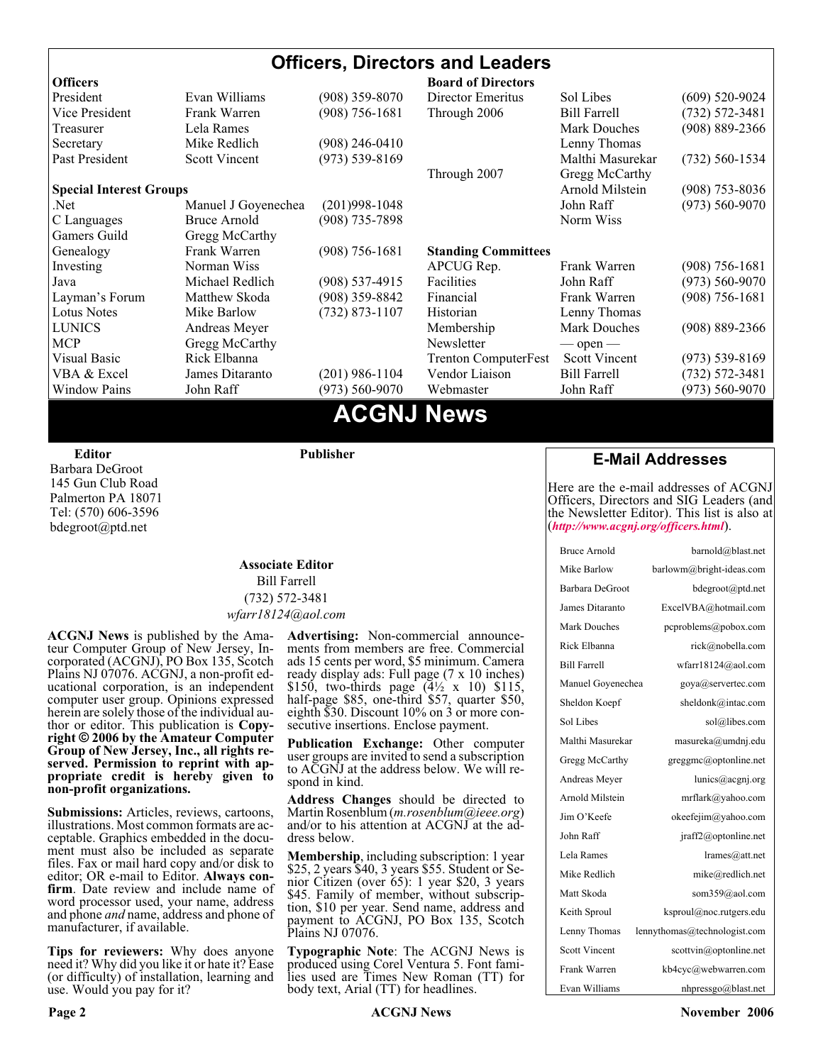# Officers, Directors and Leaders

| Officers | | |
|---|---|---|
| President | Evan Williams | (908) 359-8070 |
| Vice President | Frank Warren | (908) 756-1681 |
| Treasurer | Lela Rames | |
| Secretary | Mike Redlich | (908) 246-0410 |
| Past President | Scott Vincent | (973) 539-8169 |

| Special Interest Groups | | |
|---|---|---|
| .Net | Manuel J Goyenechea | (201)998-1048 |
| C Languages | Bruce Arnold | (908) 735-7898 |
| Gamers Guild | Gregg McCarthy | |
| Genealogy | Frank Warren | (908) 756-1681 |
| Investing | Norman Wiss | |
| Java | Michael Redlich | (908) 537-4915 |
| Layman's Forum | Matthew Skoda | (908) 359-8842 |
| Lotus Notes | Mike Barlow | (732) 873-1107 |
| LUNICS | Andreas Meyer | |
| MCP | Gregg McCarthy | |
| Visual Basic | Rick Elbanna | |
| VBA & Excel | James Ditaranto | (201) 986-1104 |
| Window Pains | John Raff | (973) 560-9070 |

| Board of Directors | | |
|---|---|---|
| Director Emeritus | Sol Libes | (609) 520-9024 |
| Through 2006 | Bill Farrell | (732) 572-3481 |
| | Mark Douches | (908) 889-2366 |
| | Lenny Thomas | |
| | Malthi Masurekar | (732) 560-1534 |
| Through 2007 | Gregg McCarthy | |
| | Arnold Milstein | (908) 753-8036 |
| | John Raff | (973) 560-9070 |
| | Norm Wiss | |

| Standing Committees | | |
|---|---|---|
| APCUG Rep. | Frank Warren | (908) 756-1681 |
| Facilities | John Raff | (973) 560-9070 |
| Financial | Frank Warren | (908) 756-1681 |
| Historian | Lenny Thomas | |
| Membership | Mark Douches | (908) 889-2366 |
| Newsletter | — open — | |
| Trenton ComputerFest | Scott Vincent | (973) 539-8169 |
| Vendor Liaison | Bill Farrell | (732) 572-3481 |
| Webmaster | John Raff | (973) 560-9070 |

# ACGNJ News

**Editor**
Barbara DeGroot
145 Gun Club Road
Palmerton PA 18071
Tel: (570) 606-3596
bdegroot@ptd.net

**Publisher**

**Associate Editor**
Bill Farrell
(732) 572-3481
*wfarr18124@aol.com*

**ACGNJ News** is published by the Amateur Computer Group of New Jersey, Incorporated (ACGNJ), PO Box 135, Scotch Plains NJ 07076. ACGNJ, a non-profit educational corporation, is an independent computer user group. Opinions expressed herein are solely those of the individual author or editor. This publication is **Copyright © 2006 by the Amateur Computer Group of New Jersey, Inc., all rights reserved. Permission to reprint with appropriate credit is hereby given to non-profit organizations.**

**Submissions:** Articles, reviews, cartoons, illustrations. Most common formats are acceptable. Graphics embedded in the document must also be included as separate files. Fax or mail hard copy and/or disk to editor; OR e-mail to Editor. **Always confirm**. Date review and include name of word processor used, your name, address and phone *and* name, address and phone of manufacturer, if available.

**Tips for reviewers:** Why does anyone need it? Why did you like it or hate it? Ease (or difficulty) of installation, learning and use. Would you pay for it?

**Advertising:** Non-commercial announcements from members are free. Commercial ads 15 cents per word, $5 minimum. Camera ready display ads: Full page (7 x 10 inches) $150, two-thirds page (4½ x 10) $115, half-page $85, one-third $57, quarter $50, eighth $30. Discount 10% on 3 or more consecutive insertions. Enclose payment.

**Publication Exchange:** Other computer user groups are invited to send a subscription to ACGNJ at the address below. We will respond in kind.

**Address Changes** should be directed to Martin Rosenblum (*m.rosenblum@ieee.org*) and/or to his attention at ACGNJ at the address below.

**Membership**, including subscription: 1 year $25, 2 years $40, 3 years $55. Student or Senior Citizen (over 65): 1 year $20, 3 years $45. Family of member, without subscription, $10 per year. Send name, address and payment to ACGNJ, PO Box 135, Scotch Plains NJ 07076.

**Typographic Note**: The ACGNJ News is produced using Corel Ventura 5. Font families used are Times New Roman (TT) for body text, Arial (TT) for headlines.

## E-Mail Addresses

Here are the e-mail addresses of ACGNJ Officers, Directors and SIG Leaders (and the Newsletter Editor). This list is also at (***http://www.acgnj.org/officers.html***).

| Name | E-Mail |
|---|---|
| Bruce Arnold | barnold@blast.net |
| Mike Barlow | barlowm@bright-ideas.com |
| Barbara DeGroot | bdegroot@ptd.net |
| James Ditaranto | ExcelVBA@hotmail.com |
| Mark Douches | pcproblems@pobox.com |
| Rick Elbanna | rick@nobella.com |
| Bill Farrell | wfarr18124@aol.com |
| Manuel Goyenechea | goya@servertec.com |
| Sheldon Koepf | sheldonk@intac.com |
| Sol Libes | sol@libes.com |
| Malthi Masurekar | masureka@umdnj.edu |
| Gregg McCarthy | greggmc@optonline.net |
| Andreas Meyer | lunics@acgnj.org |
| Arnold Milstein | mrflark@yahoo.com |
| Jim O'Keefe | okeefejim@yahoo.com |
| John Raff | jraff2@optonline.net |
| Lela Rames | lrames@att.net |
| Mike Redlich | mike@redlich.net |
| Matt Skoda | som359@aol.com |
| Keith Sproul | ksproul@noc.rutgers.edu |
| Lenny Thomas | lennythomas@technologist.com |
| Scott Vincent | scottvin@optonline.net |
| Frank Warren | kb4cyc@webwarren.com |
| Evan Williams | nhpressgo@blast.net |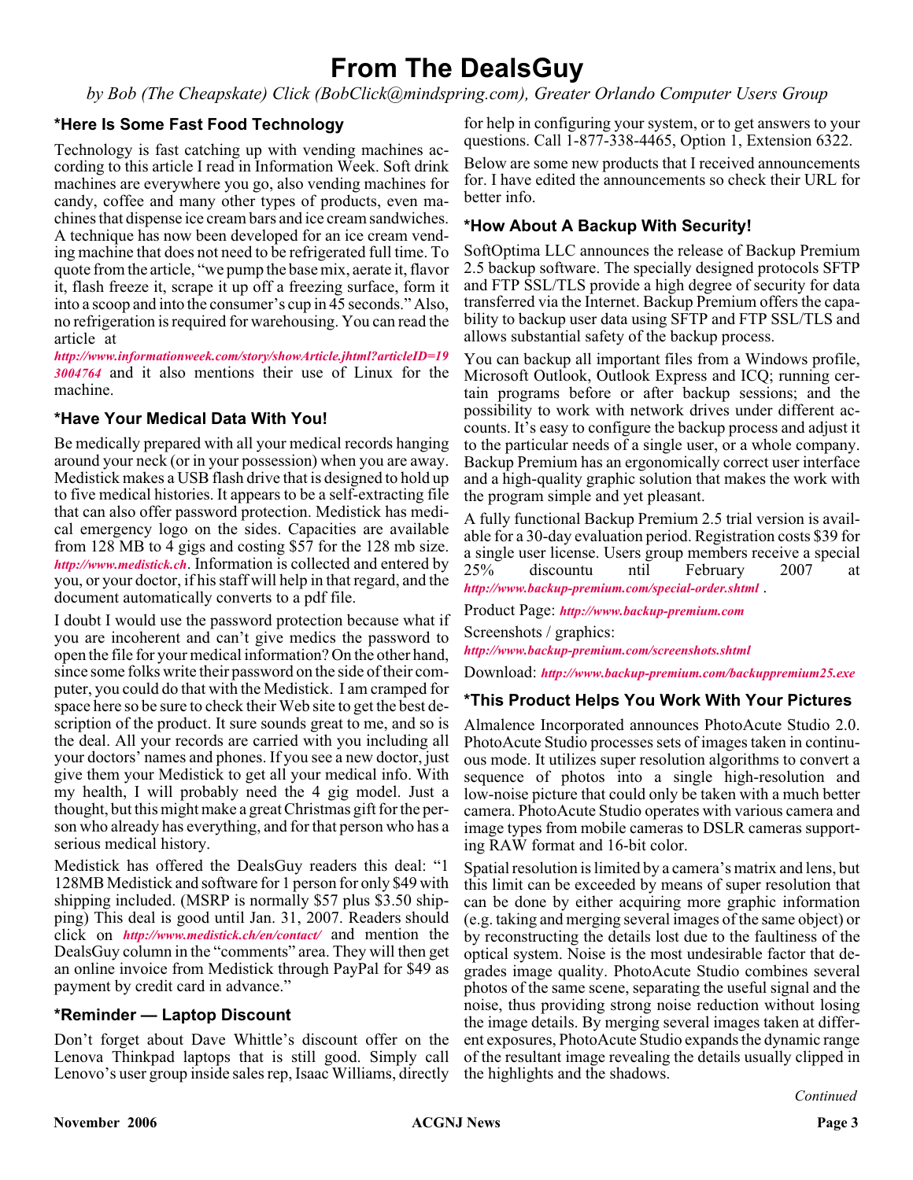# From The DealsGuy

*by Bob (The Cheapskate) Click (BobClick@mindspring.com), Greater Orlando Computer Users Group*

## *Here Is Some Fast Food Technology

Technology is fast catching up with vending machines according to this article I read in Information Week. Soft drink machines are everywhere you go, also vending machines for candy, coffee and many other types of products, even machines that dispense ice cream bars and ice cream sandwiches. A technique has now been developed for an ice cream vending machine that does not need to be refrigerated full time. To quote from the article, "we pump the base mix, aerate it, flavor it, flash freeze it, scrape it up off a freezing surface, form it into a scoop and into the consumer's cup in 45 seconds." Also, no refrigeration is required for warehousing. You can read the article at ***http://www.informationweek.com/story/showArticle.jhtml?articleID=193004764*** and it also mentions their use of Linux for the machine.

## *Have Your Medical Data With You!

Be medically prepared with all your medical records hanging around your neck (or in your possession) when you are away. Medistick makes a USB flash drive that is designed to hold up to five medical histories. It appears to be a self-extracting file that can also offer password protection. Medistick has medical emergency logo on the sides. Capacities are available from 128 MB to 4 gigs and costing $57 for the 128 mb size. ***http://www.medistick.ch***. Information is collected and entered by you, or your doctor, if his staff will help in that regard, and the document automatically converts to a pdf file.

I doubt I would use the password protection because what if you are incoherent and can't give medics the password to open the file for your medical information? On the other hand, since some folks write their password on the side of their computer, you could do that with the Medistick. I am cramped for space here so be sure to check their Web site to get the best description of the product. It sure sounds great to me, and so is the deal. All your records are carried with you including all your doctors' names and phones. If you see a new doctor, just give them your Medistick to get all your medical info. With my health, I will probably need the 4 gig model. Just a thought, but this might make a great Christmas gift for the person who already has everything, and for that person who has a serious medical history.

Medistick has offered the DealsGuy readers this deal: "1 128MB Medistick and software for 1 person for only $49 with shipping included. (MSRP is normally $57 plus $3.50 shipping) This deal is good until Jan. 31, 2007. Readers should click on ***http://www.medistick.ch/en/contact/*** and mention the DealsGuy column in the "comments" area. They will then get an online invoice from Medistick through PayPal for $49 as payment by credit card in advance."

## *Reminder — Laptop Discount

Don't forget about Dave Whittle's discount offer on the Lenova Thinkpad laptops that is still good. Simply call Lenovo's user group inside sales rep, Isaac Williams, directly for help in configuring your system, or to get answers to your questions. Call 1-877-338-4465, Option 1, Extension 6322.

Below are some new products that I received announcements for. I have edited the announcements so check their URL for better info.

## *How About A Backup With Security!

SoftOptima LLC announces the release of Backup Premium 2.5 backup software. The specially designed protocols SFTP and FTP SSL/TLS provide a high degree of security for data transferred via the Internet. Backup Premium offers the capability to backup user data using SFTP and FTP SSL/TLS and allows substantial safety of the backup process.

You can backup all important files from a Windows profile, Microsoft Outlook, Outlook Express and ICQ; running certain programs before or after backup sessions; and the possibility to work with network drives under different accounts. It's easy to configure the backup process and adjust it to the particular needs of a single user, or a whole company. Backup Premium has an ergonomically correct user interface and a high-quality graphic solution that makes the work with the program simple and yet pleasant.

A fully functional Backup Premium 2.5 trial version is available for a 30-day evaluation period. Registration costs $39 for a single user license. Users group members receive a special 25% discountu ntil February 2007 at ***http://www.backup-premium.com/special-order.shtml***.

Product Page: ***http://www.backup-premium.com***

Screenshots / graphics: ***http://www.backup-premium.com/screenshots.shtml***

Download: ***http://www.backup-premium.com/backuppremium25.exe***

## *This Product Helps You Work With Your Pictures

Almalence Incorporated announces PhotoAcute Studio 2.0. PhotoAcute Studio processes sets of images taken in continuous mode. It utilizes super resolution algorithms to convert a sequence of photos into a single high-resolution and low-noise picture that could only be taken with a much better camera. PhotoAcute Studio operates with various camera and image types from mobile cameras to DSLR cameras supporting RAW format and 16-bit color.

Spatial resolution is limited by a camera's matrix and lens, but this limit can be exceeded by means of super resolution that can be done by either acquiring more graphic information (e.g. taking and merging several images of the same object) or by reconstructing the details lost due to the faultiness of the optical system. Noise is the most undesirable factor that degrades image quality. PhotoAcute Studio combines several photos of the same scene, separating the useful signal and the noise, thus providing strong noise reduction without losing the image details. By merging several images taken at different exposures, PhotoAcute Studio expands the dynamic range of the resultant image revealing the details usually clipped in the highlights and the shadows.

*Continued*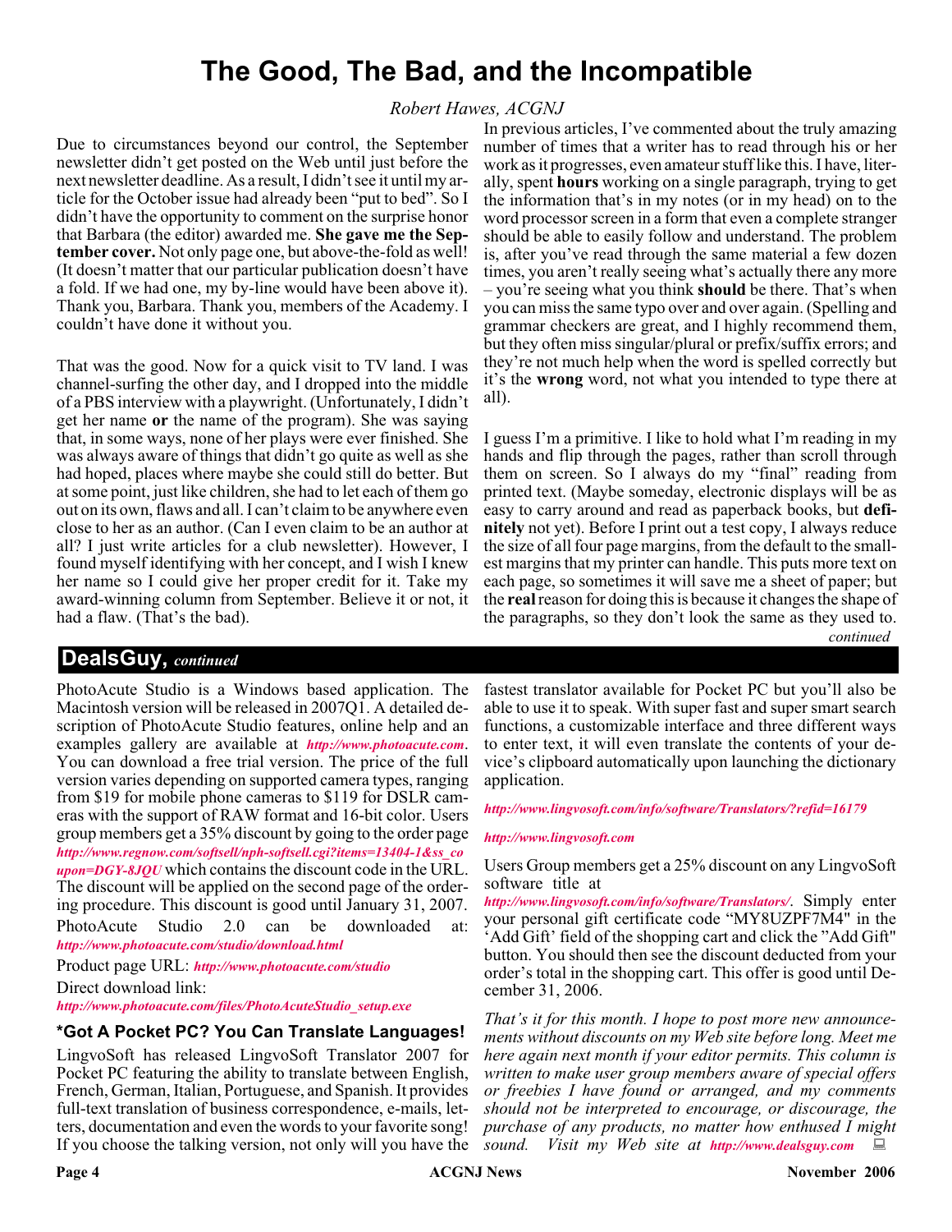# The Good, The Bad, and the Incompatible

*Robert Hawes, ACGNJ*

Due to circumstances beyond our control, the September newsletter didn't get posted on the Web until just before the next newsletter deadline. As a result, I didn't see it until my article for the October issue had already been "put to bed". So I didn't have the opportunity to comment on the surprise honor that Barbara (the editor) awarded me. **She gave me the September cover.** Not only page one, but above-the-fold as well! (It doesn't matter that our particular publication doesn't have a fold. If we had one, my by-line would have been above it). Thank you, Barbara. Thank you, members of the Academy. I couldn't have done it without you.

That was the good. Now for a quick visit to TV land. I was channel-surfing the other day, and I dropped into the middle of a PBS interview with a playwright. (Unfortunately, I didn't get her name **or** the name of the program). She was saying that, in some ways, none of her plays were ever finished. She was always aware of things that didn't go quite as well as she had hoped, places where maybe she could still do better. But at some point, just like children, she had to let each of them go out on its own, flaws and all. I can't claim to be anywhere even close to her as an author. (Can I even claim to be an author at all? I just write articles for a club newsletter). However, I found myself identifying with her concept, and I wish I knew her name so I could give her proper credit for it. Take my award-winning column from September. Believe it or not, it had a flaw. (That's the bad).

In previous articles, I've commented about the truly amazing number of times that a writer has to read through his or her work as it progresses, even amateur stuff like this. I have, literally, spent **hours** working on a single paragraph, trying to get the information that's in my notes (or in my head) on to the word processor screen in a form that even a complete stranger should be able to easily follow and understand. The problem is, after you've read through the same material a few dozen times, you aren't really seeing what's actually there any more – you're seeing what you think **should** be there. That's when you can miss the same typo over and over again. (Spelling and grammar checkers are great, and I highly recommend them, but they often miss singular/plural or prefix/suffix errors; and they're not much help when the word is spelled correctly but it's the **wrong** word, not what you intended to type there at all).

I guess I'm a primitive. I like to hold what I'm reading in my hands and flip through the pages, rather than scroll through them on screen. So I always do my "final" reading from printed text. (Maybe someday, electronic displays will be as easy to carry around and read as paperback books, but **definitely** not yet). Before I print out a test copy, I always reduce the size of all four page margins, from the default to the smallest margins that my printer can handle. This puts more text on each page, so sometimes it will save me a sheet of paper; but the **real** reason for doing this is because it changes the shape of the paragraphs, so they don't look the same as they used to.

*continued*

## DealsGuy, *continued*

PhotoAcute Studio is a Windows based application. The Macintosh version will be released in 2007Q1. A detailed description of PhotoAcute Studio features, online help and an examples gallery are available at ***http://www.photoacute.com***. You can download a free trial version. The price of the full version varies depending on supported camera types, ranging from $19 for mobile phone cameras to $119 for DSLR cameras with the support of RAW format and 16-bit color. Users group members get a 35% discount by going to the order page ***http://www.regnow.com/softsell/nph-softsell.cgi?items=13404-1&ss_coupon=DGY-8JQU*** which contains the discount code in the URL. The discount will be applied on the second page of the ordering procedure. This discount is good until January 31, 2007.

PhotoAcute Studio 2.0 can be downloaded at: ***http://www.photoacute.com/studio/download.html***

Product page URL: ***http://www.photoacute.com/studio***

Direct download link:
***http://www.photoacute.com/files/PhotoAcuteStudio_setup.exe***

### *Got A Pocket PC? You Can Translate Languages!

LingvoSoft has released LingvoSoft Translator 2007 for Pocket PC featuring the ability to translate between English, French, German, Italian, Portuguese, and Spanish. It provides full-text translation of business correspondence, e-mails, letters, documentation and even the words to your favorite song! If you choose the talking version, not only will you have the fastest translator available for Pocket PC but you'll also be able to use it to speak. With super fast and super smart search functions, a customizable interface and three different ways to enter text, it will even translate the contents of your device's clipboard automatically upon launching the dictionary application.

***http://www.lingvosoft.com/info/software/Translators/?refid=16179***

***http://www.lingvosoft.com***

Users Group members get a 25% discount on any LingvoSoft software title at ***http://www.lingvosoft.com/info/software/Translators/***. Simply enter your personal gift certificate code "MY8UZPF7M4" in the 'Add Gift' field of the shopping cart and click the "Add Gift" button. You should then see the discount deducted from your order's total in the shopping cart. This offer is good until December 31, 2006.

*That's it for this month. I hope to post more new announcements without discounts on my Web site before long. Meet me here again next month if your editor permits. This column is written to make user group members aware of special offers or freebies I have found or arranged, and my comments should not be interpreted to encourage, or discourage, the purchase of any products, no matter how enthused I might sound. Visit my Web site at* ***http://www.dealsguy.com***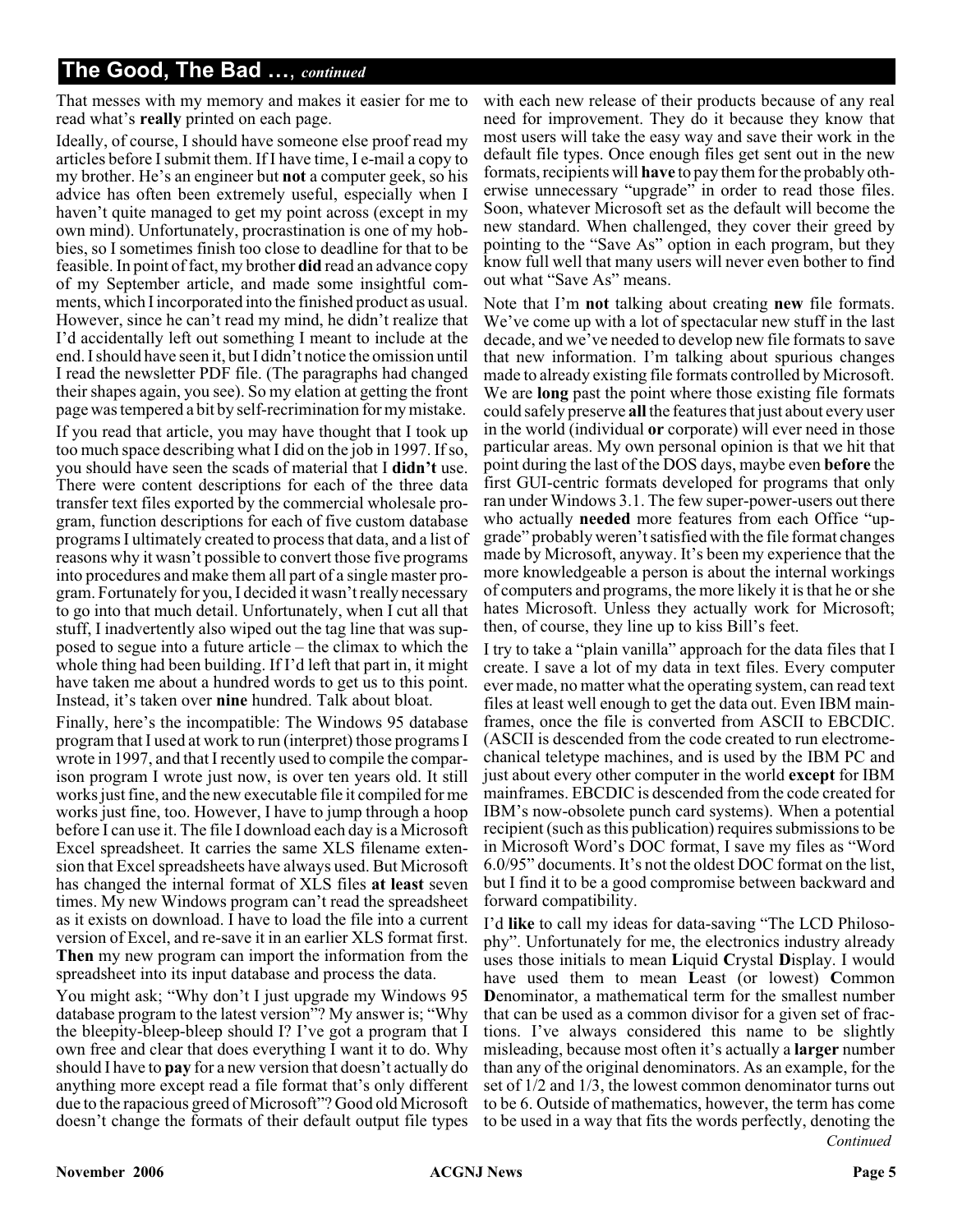## The Good, The Bad …, *continued*

That messes with my memory and makes it easier for me to read what's **really** printed on each page.

Ideally, of course, I should have someone else proof read my articles before I submit them. If I have time, I e-mail a copy to my brother. He's an engineer but **not** a computer geek, so his advice has often been extremely useful, especially when I haven't quite managed to get my point across (except in my own mind). Unfortunately, procrastination is one of my hobbies, so I sometimes finish too close to deadline for that to be feasible. In point of fact, my brother **did** read an advance copy of my September article, and made some insightful comments, which I incorporated into the finished product as usual. However, since he can't read my mind, he didn't realize that I'd accidentally left out something I meant to include at the end. I should have seen it, but I didn't notice the omission until I read the newsletter PDF file. (The paragraphs had changed their shapes again, you see). So my elation at getting the front page was tempered a bit by self-recrimination for my mistake.

If you read that article, you may have thought that I took up too much space describing what I did on the job in 1997. If so, you should have seen the scads of material that I **didn't** use. There were content descriptions for each of the three data transfer text files exported by the commercial wholesale program, function descriptions for each of five custom database programs I ultimately created to process that data, and a list of reasons why it wasn't possible to convert those five programs into procedures and make them all part of a single master program. Fortunately for you, I decided it wasn't really necessary to go into that much detail. Unfortunately, when I cut all that stuff, I inadvertently also wiped out the tag line that was supposed to segue into a future article – the climax to which the whole thing had been building. If I'd left that part in, it might have taken me about a hundred words to get us to this point. Instead, it's taken over **nine** hundred. Talk about bloat.

Finally, here's the incompatible: The Windows 95 database program that I used at work to run (interpret) those programs I wrote in 1997, and that I recently used to compile the comparison program I wrote just now, is over ten years old. It still works just fine, and the new executable file it compiled for me works just fine, too. However, I have to jump through a hoop before I can use it. The file I download each day is a Microsoft Excel spreadsheet. It carries the same XLS filename extension that Excel spreadsheets have always used. But Microsoft has changed the internal format of XLS files **at least** seven times. My new Windows program can't read the spreadsheet as it exists on download. I have to load the file into a current version of Excel, and re-save it in an earlier XLS format first. **Then** my new program can import the information from the spreadsheet into its input database and process the data.

You might ask; "Why don't I just upgrade my Windows 95 database program to the latest version"? My answer is; "Why the bleepity-bleep-bleep should I? I've got a program that I own free and clear that does everything I want it to do. Why should I have to **pay** for a new version that doesn't actually do anything more except read a file format that's only different due to the rapacious greed of Microsoft"? Good old Microsoft doesn't change the formats of their default output file types with each new release of their products because of any real need for improvement. They do it because they know that most users will take the easy way and save their work in the default file types. Once enough files get sent out in the new formats, recipients will **have** to pay them for the probably otherwise unnecessary "upgrade" in order to read those files. Soon, whatever Microsoft set as the default will become the new standard. When challenged, they cover their greed by pointing to the "Save As" option in each program, but they know full well that many users will never even bother to find out what "Save As" means.

Note that I'm **not** talking about creating **new** file formats. We've come up with a lot of spectacular new stuff in the last decade, and we've needed to develop new file formats to save that new information. I'm talking about spurious changes made to already existing file formats controlled by Microsoft. We are **long** past the point where those existing file formats could safely preserve **all** the features that just about every user in the world (individual **or** corporate) will ever need in those particular areas. My own personal opinion is that we hit that point during the last of the DOS days, maybe even **before** the first GUI-centric formats developed for programs that only ran under Windows 3.1. The few super-power-users out there who actually **needed** more features from each Office "upgrade" probably weren't satisfied with the file format changes made by Microsoft, anyway. It's been my experience that the more knowledgeable a person is about the internal workings of computers and programs, the more likely it is that he or she hates Microsoft. Unless they actually work for Microsoft; then, of course, they line up to kiss Bill's feet.

I try to take a "plain vanilla" approach for the data files that I create. I save a lot of my data in text files. Every computer ever made, no matter what the operating system, can read text files at least well enough to get the data out. Even IBM mainframes, once the file is converted from ASCII to EBCDIC. (ASCII is descended from the code created to run electromechanical teletype machines, and is used by the IBM PC and just about every other computer in the world **except** for IBM mainframes. EBCDIC is descended from the code created for IBM's now-obsolete punch card systems). When a potential recipient (such as this publication) requires submissions to be in Microsoft Word's DOC format, I save my files as "Word 6.0/95" documents. It's not the oldest DOC format on the list, but I find it to be a good compromise between backward and forward compatibility.

I'd **like** to call my ideas for data-saving "The LCD Philosophy". Unfortunately for me, the electronics industry already uses those initials to mean **L**iquid **C**rystal **D**isplay. I would have used them to mean **L**east (or lowest) **C**ommon **D**enominator, a mathematical term for the smallest number that can be used as a common divisor for a given set of fractions. I've always considered this name to be slightly misleading, because most often it's actually a **larger** number than any of the original denominators. As an example, for the set of 1/2 and 1/3, the lowest common denominator turns out to be 6. Outside of mathematics, however, the term has come to be used in a way that fits the words perfectly, denoting the

*Continued*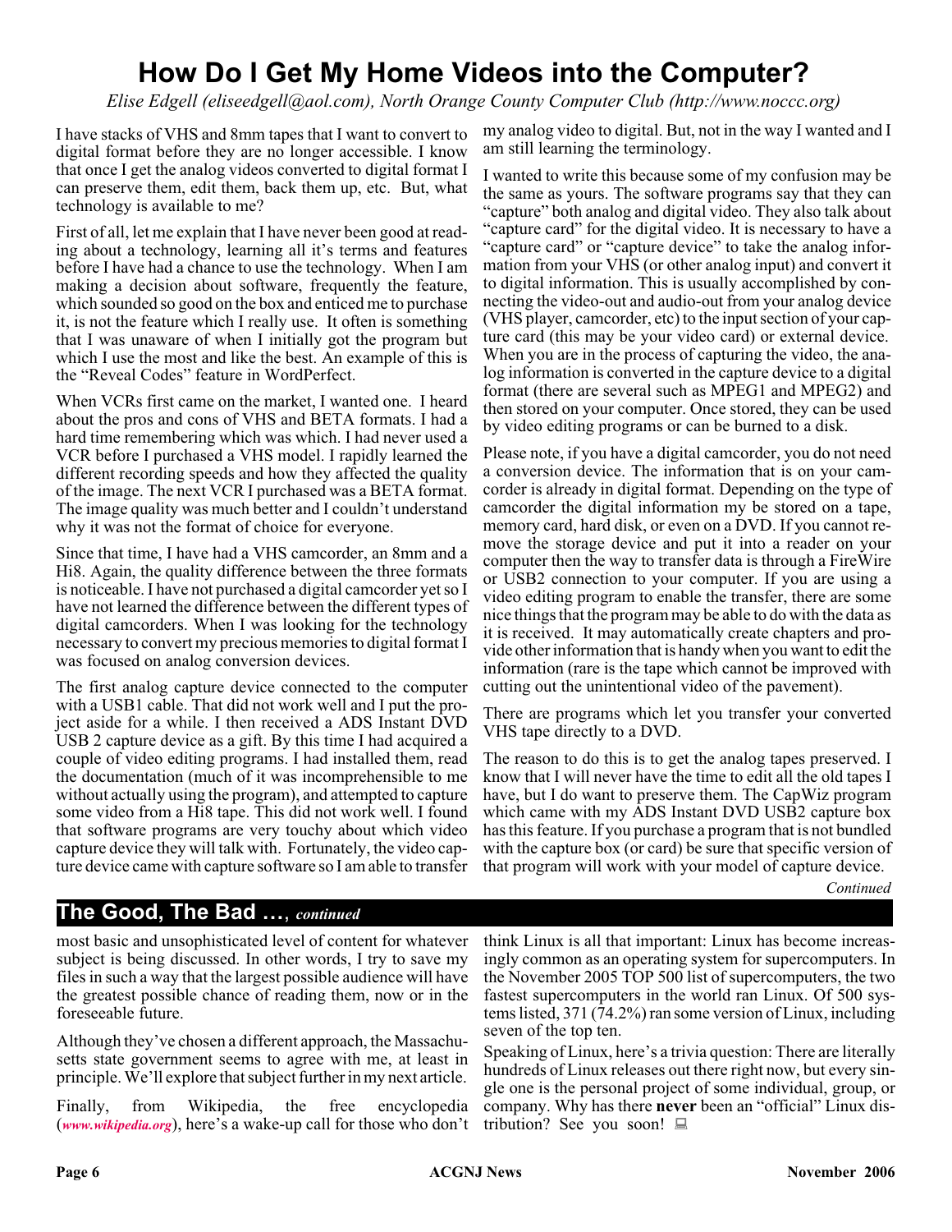# How Do I Get My Home Videos into the Computer?

*Elise Edgell (eliseedgell@aol.com), North Orange County Computer Club (http://www.noccc.org)*

I have stacks of VHS and 8mm tapes that I want to convert to digital format before they are no longer accessible. I know that once I get the analog videos converted to digital format I can preserve them, edit them, back them up, etc. But, what technology is available to me?

First of all, let me explain that I have never been good at reading about a technology, learning all it's terms and features before I have had a chance to use the technology. When I am making a decision about software, frequently the feature, which sounded so good on the box and enticed me to purchase it, is not the feature which I really use. It often is something that I was unaware of when I initially got the program but which I use the most and like the best. An example of this is the "Reveal Codes" feature in WordPerfect.

When VCRs first came on the market, I wanted one. I heard about the pros and cons of VHS and BETA formats. I had a hard time remembering which was which. I had never used a VCR before I purchased a VHS model. I rapidly learned the different recording speeds and how they affected the quality of the image. The next VCR I purchased was a BETA format. The image quality was much better and I couldn't understand why it was not the format of choice for everyone.

Since that time, I have had a VHS camcorder, an 8mm and a Hi8. Again, the quality difference between the three formats is noticeable. I have not purchased a digital camcorder yet so I have not learned the difference between the different types of digital camcorders. When I was looking for the technology necessary to convert my precious memories to digital format I was focused on analog conversion devices.

The first analog capture device connected to the computer with a USB1 cable. That did not work well and I put the project aside for a while. I then received a ADS Instant DVD USB 2 capture device as a gift. By this time I had acquired a couple of video editing programs. I had installed them, read the documentation (much of it was incomprehensible to me without actually using the program), and attempted to capture some video from a Hi8 tape. This did not work well. I found that software programs are very touchy about which video capture device they will talk with. Fortunately, the video capture device came with capture software so I am able to transfer my analog video to digital. But, not in the way I wanted and I am still learning the terminology.

I wanted to write this because some of my confusion may be the same as yours. The software programs say that they can "capture" both analog and digital video. They also talk about "capture card" for the digital video. It is necessary to have a "capture card" or "capture device" to take the analog information from your VHS (or other analog input) and convert it to digital information. This is usually accomplished by connecting the video-out and audio-out from your analog device (VHS player, camcorder, etc) to the input section of your capture card (this may be your video card) or external device. When you are in the process of capturing the video, the analog information is converted in the capture device to a digital format (there are several such as MPEG1 and MPEG2) and then stored on your computer. Once stored, they can be used by video editing programs or can be burned to a disk.

Please note, if you have a digital camcorder, you do not need a conversion device. The information that is on your camcorder is already in digital format. Depending on the type of camcorder the digital information my be stored on a tape, memory card, hard disk, or even on a DVD. If you cannot remove the storage device and put it into a reader on your computer then the way to transfer data is through a FireWire or USB2 connection to your computer. If you are using a video editing program to enable the transfer, there are some nice things that the program may be able to do with the data as it is received. It may automatically create chapters and provide other information that is handy when you want to edit the information (rare is the tape which cannot be improved with cutting out the unintentional video of the pavement).

There are programs which let you transfer your converted VHS tape directly to a DVD.

The reason to do this is to get the analog tapes preserved. I know that I will never have the time to edit all the old tapes I have, but I do want to preserve them. The CapWiz program which came with my ADS Instant DVD USB2 capture box has this feature. If you purchase a program that is not bundled with the capture box (or card) be sure that specific version of that program will work with your model of capture device.

*Continued*

## The Good, The Bad …, *continued*

most basic and unsophisticated level of content for whatever subject is being discussed. In other words, I try to save my files in such a way that the largest possible audience will have the greatest possible chance of reading them, now or in the foreseeable future.

Although they've chosen a different approach, the Massachusetts state government seems to agree with me, at least in principle. We'll explore that subject further in my next article.

Finally, from Wikipedia, the free encyclopedia (*www.wikipedia.org*), here's a wake-up call for those who don't think Linux is all that important: Linux has become increasingly common as an operating system for supercomputers. In the November 2005 TOP 500 list of supercomputers, the two fastest supercomputers in the world ran Linux. Of 500 systems listed, 371 (74.2%) ran some version of Linux, including seven of the top ten.

Speaking of Linux, here's a trivia question: There are literally hundreds of Linux releases out there right now, but every single one is the personal project of some individual, group, or company. Why has there **never** been an "official" Linux distribution? See you soon!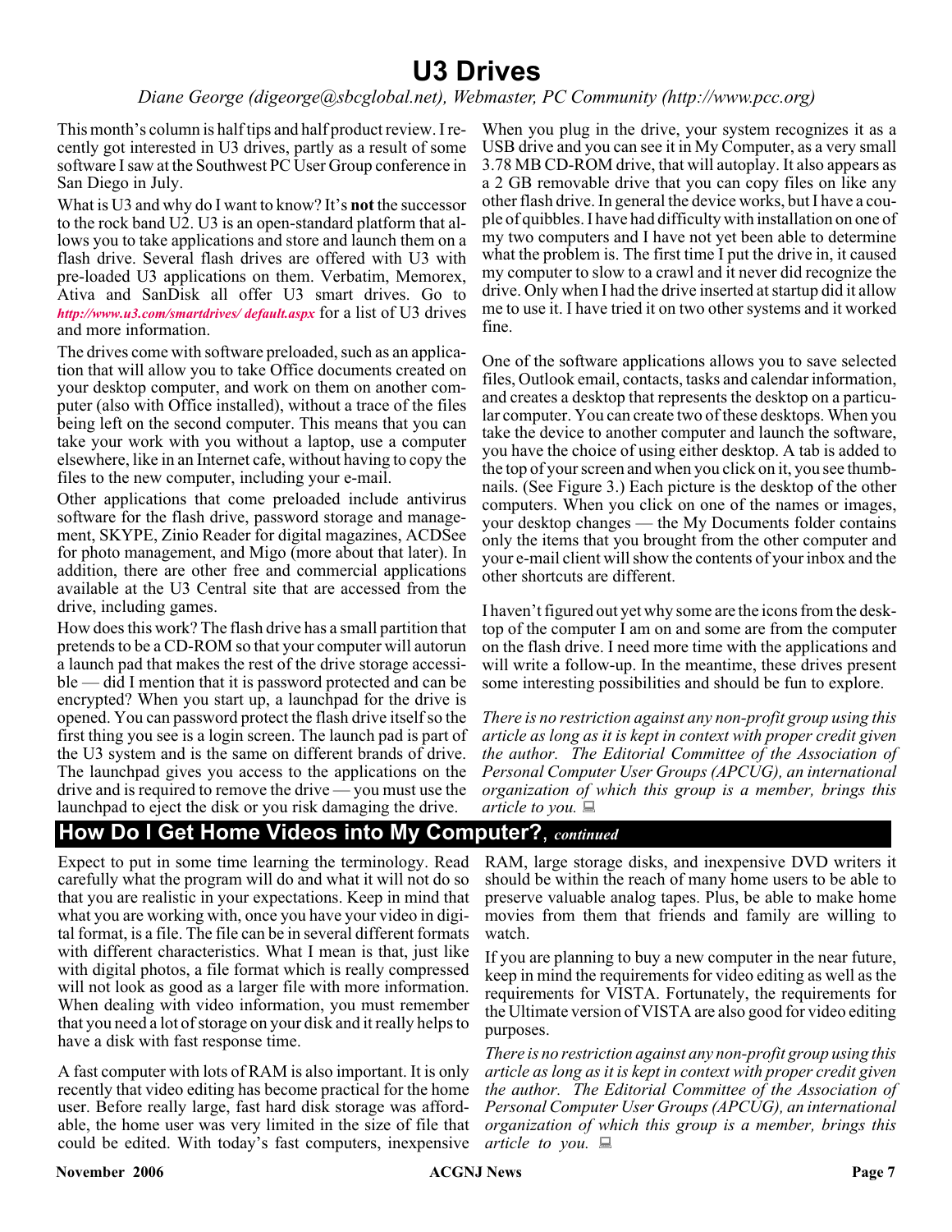# U3 Drives

*Diane George (digeorge@sbcglobal.net), Webmaster, PC Community (http://www.pcc.org)*

This month's column is half tips and half product review. I recently got interested in U3 drives, partly as a result of some software I saw at the Southwest PC User Group conference in San Diego in July.

What is U3 and why do I want to know? It's **not** the successor to the rock band U2. U3 is an open-standard platform that allows you to take applications and store and launch them on a flash drive. Several flash drives are offered with U3 with pre-loaded U3 applications on them. Verbatim, Memorex, Ativa and SanDisk all offer U3 smart drives. Go to *http://www.u3.com/smartdrives/ default.aspx* for a list of U3 drives and more information.

The drives come with software preloaded, such as an application that will allow you to take Office documents created on your desktop computer, and work on them on another computer (also with Office installed), without a trace of the files being left on the second computer. This means that you can take your work with you without a laptop, use a computer elsewhere, like in an Internet cafe, without having to copy the files to the new computer, including your e-mail.

Other applications that come preloaded include antivirus software for the flash drive, password storage and management, SKYPE, Zinio Reader for digital magazines, ACDSee for photo management, and Migo (more about that later). In addition, there are other free and commercial applications available at the U3 Central site that are accessed from the drive, including games.

How does this work? The flash drive has a small partition that pretends to be a CD-ROM so that your computer will autorun a launch pad that makes the rest of the drive storage accessible — did I mention that it is password protected and can be encrypted? When you start up, a launchpad for the drive is opened. You can password protect the flash drive itself so the first thing you see is a login screen. The launch pad is part of the U3 system and is the same on different brands of drive. The launchpad gives you access to the applications on the drive and is required to remove the drive — you must use the launchpad to eject the disk or you risk damaging the drive.

When you plug in the drive, your system recognizes it as a USB drive and you can see it in My Computer, as a very small 3.78 MB CD-ROM drive, that will autoplay. It also appears as a 2 GB removable drive that you can copy files on like any other flash drive. In general the device works, but I have a couple of quibbles. I have had difficulty with installation on one of my two computers and I have not yet been able to determine what the problem is. The first time I put the drive in, it caused my computer to slow to a crawl and it never did recognize the drive. Only when I had the drive inserted at startup did it allow me to use it. I have tried it on two other systems and it worked fine.

One of the software applications allows you to save selected files, Outlook email, contacts, tasks and calendar information, and creates a desktop that represents the desktop on a particular computer. You can create two of these desktops. When you take the device to another computer and launch the software, you have the choice of using either desktop. A tab is added to the top of your screen and when you click on it, you see thumbnails. (See Figure 3.) Each picture is the desktop of the other computers. When you click on one of the names or images, your desktop changes — the My Documents folder contains only the items that you brought from the other computer and your e-mail client will show the contents of your inbox and the other shortcuts are different.

I haven't figured out yet why some are the icons from the desktop of the computer I am on and some are from the computer on the flash drive. I need more time with the applications and will write a follow-up. In the meantime, these drives present some interesting possibilities and should be fun to explore.

*There is no restriction against any non-profit group using this article as long as it is kept in context with proper credit given the author. The Editorial Committee of the Association of Personal Computer User Groups (APCUG), an international organization of which this group is a member, brings this article to you.*

## How Do I Get Home Videos into My Computer?, *continued*

Expect to put in some time learning the terminology. Read carefully what the program will do and what it will not do so that you are realistic in your expectations. Keep in mind that what you are working with, once you have your video in digital format, is a file. The file can be in several different formats with different characteristics. What I mean is that, just like with digital photos, a file format which is really compressed will not look as good as a larger file with more information. When dealing with video information, you must remember that you need a lot of storage on your disk and it really helps to have a disk with fast response time.

A fast computer with lots of RAM is also important. It is only recently that video editing has become practical for the home user. Before really large, fast hard disk storage was affordable, the home user was very limited in the size of file that could be edited. With today's fast computers, inexpensive RAM, large storage disks, and inexpensive DVD writers it should be within the reach of many home users to be able to preserve valuable analog tapes. Plus, be able to make home movies from them that friends and family are willing to watch.

If you are planning to buy a new computer in the near future, keep in mind the requirements for video editing as well as the requirements for VISTA. Fortunately, the requirements for the Ultimate version of VISTA are also good for video editing purposes.

*There is no restriction against any non-profit group using this article as long as it is kept in context with proper credit given the author. The Editorial Committee of the Association of Personal Computer User Groups (APCUG), an international organization of which this group is a member, brings this article to you.*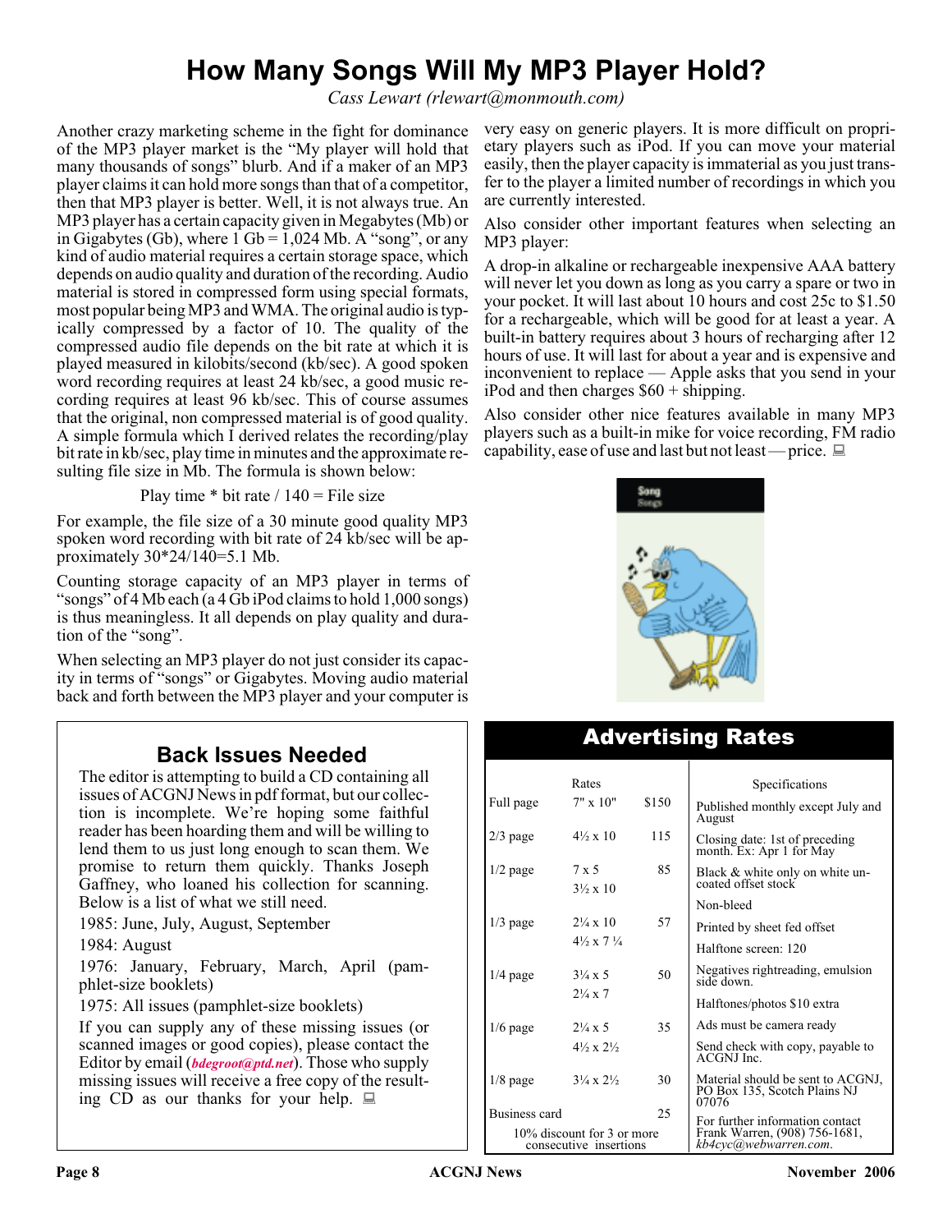# How Many Songs Will My MP3 Player Hold?

*Cass Lewart (rlewart@monmouth.com)*

Another crazy marketing scheme in the fight for dominance of the MP3 player market is the "My player will hold that many thousands of songs" blurb. And if a maker of an MP3 player claims it can hold more songs than that of a competitor, then that MP3 player is better. Well, it is not always true. An MP3 player has a certain capacity given in Megabytes (Mb) or in Gigabytes (Gb), where 1 Gb = 1,024 Mb. A "song", or any kind of audio material requires a certain storage space, which depends on audio quality and duration of the recording. Audio material is stored in compressed form using special formats, most popular being MP3 and WMA. The original audio is typically compressed by a factor of 10. The quality of the compressed audio file depends on the bit rate at which it is played measured in kilobits/second (kb/sec). A good spoken word recording requires at least 24 kb/sec, a good music recording requires at least 96 kb/sec. This of course assumes that the original, non compressed material is of good quality. A simple formula which I derived relates the recording/play bit rate in kb/sec, play time in minutes and the approximate resulting file size in Mb. The formula is shown below:

Play time * bit rate / 140 = File size

For example, the file size of a 30 minute good quality MP3 spoken word recording with bit rate of 24 kb/sec will be approximately 30*24/140=5.1 Mb.

Counting storage capacity of an MP3 player in terms of "songs" of 4 Mb each (a 4 Gb iPod claims to hold 1,000 songs) is thus meaningless. It all depends on play quality and duration of the "song".

When selecting an MP3 player do not just consider its capacity in terms of "songs" or Gigabytes. Moving audio material back and forth between the MP3 player and your computer is very easy on generic players. It is more difficult on proprietary players such as iPod. If you can move your material easily, then the player capacity is immaterial as you just transfer to the player a limited number of recordings in which you are currently interested.

Also consider other important features when selecting an MP3 player:

A drop-in alkaline or rechargeable inexpensive AAA battery will never let you down as long as you carry a spare or two in your pocket. It will last about 10 hours and cost 25c to $1.50 for a rechargeable, which will be good for at least a year. A built-in battery requires about 3 hours of recharging after 12 hours of use. It will last for about a year and is expensive and inconvenient to replace — Apple asks that you send in your iPod and then charges $60 + shipping.

Also consider other nice features available in many MP3 players such as a built-in mike for voice recording, FM radio capability, ease of use and last but not least — price.

## Back Issues Needed

The editor is attempting to build a CD containing all issues of ACGNJ News in pdf format, but our collection is incomplete. We're hoping some faithful reader has been hoarding them and will be willing to lend them to us just long enough to scan them. We promise to return them quickly. Thanks Joseph Gaffney, who loaned his collection for scanning. Below is a list of what we still need.

1985: June, July, August, September

1984: August

1976: January, February, March, April (pamphlet-size booklets)

1975: All issues (pamphlet-size booklets)

If you can supply any of these missing issues (or scanned images or good copies), please contact the Editor by email (*bdegroot@ptd.net*). Those who supply missing issues will receive a free copy of the resulting CD as our thanks for your help.

## Advertising Rates

| | Rates | |
|---|---|---|
| Full page | 7" x 10" | $150 |
| 2/3 page | 4½ x 10 | 115 |
| 1/2 page | 7 x 5<br>3½ x 10 | 85 |
| 1/3 page | 2¼ x 10<br>4½ x 7 ¼ | 57 |
| 1/4 page | 3¼ x 5<br>2¼ x 7 | 50 |
| 1/6 page | 2¼ x 5<br>4½ x 2½ | 35 |
| 1/8 page | 3¼ x 2½ | 30 |
| Business card | | 25 |

10% discount for 3 or more consecutive insertions

**Specifications**

- Published monthly except July and August
- Closing date: 1st of preceding month. Ex: Apr 1 for May
- Black & white only on white uncoated offset stock
- Non-bleed
- Printed by sheet fed offset
- Halftone screen: 120
- Negatives rightreading, emulsion side down.
- Halftones/photos $10 extra
- Ads must be camera ready
- Send check with copy, payable to ACGNJ Inc.
- Material should be sent to ACGNJ, PO Box 135, Scotch Plains NJ 07076
- For further information contact Frank Warren, (908) 756-1681, *kb4cyc@webwarren.com*.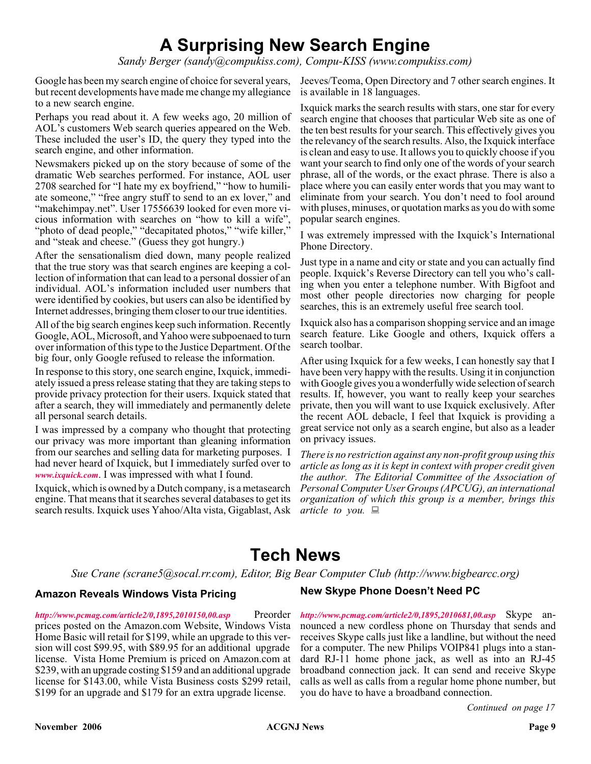# A Surprising New Search Engine

*Sandy Berger (sandy@compukiss.com), Compu-KISS (www.compukiss.com)*

Google has been my search engine of choice for several years, but recent developments have made me change my allegiance to a new search engine.

Perhaps you read about it. A few weeks ago, 20 million of AOL's customers Web search queries appeared on the Web. These included the user's ID, the query they typed into the search engine, and other information.

Newsmakers picked up on the story because of some of the dramatic Web searches performed. For instance, AOL user 2708 searched for "I hate my ex boyfriend," "how to humiliate someone," "free angry stuff to send to an ex lover," and "makehimpay.net". User 17556639 looked for even more vicious information with searches on "how to kill a wife", "photo of dead people," "decapitated photos," "wife killer," and "steak and cheese." (Guess they got hungry.)

After the sensationalism died down, many people realized that the true story was that search engines are keeping a collection of information that can lead to a personal dossier of an individual. AOL's information included user numbers that were identified by cookies, but users can also be identified by Internet addresses, bringing them closer to our true identities.

All of the big search engines keep such information. Recently Google, AOL, Microsoft, and Yahoo were subpoenaed to turn over information of this type to the Justice Department. Of the big four, only Google refused to release the information.

In response to this story, one search engine, Ixquick, immediately issued a press release stating that they are taking steps to provide privacy protection for their users. Ixquick stated that after a search, they will immediately and permanently delete all personal search details.

I was impressed by a company who thought that protecting our privacy was more important than gleaning information from our searches and selling data for marketing purposes. I had never heard of Ixquick, but I immediately surfed over to *www.ixquick.com*. I was impressed with what I found.

Ixquick, which is owned by a Dutch company, is a metasearch engine. That means that it searches several databases to get its search results. Ixquick uses Yahoo/Alta vista, Gigablast, Ask Jeeves/Teoma, Open Directory and 7 other search engines. It is available in 18 languages.

Ixquick marks the search results with stars, one star for every search engine that chooses that particular Web site as one of the ten best results for your search. This effectively gives you the relevancy of the search results. Also, the Ixquick interface is clean and easy to use. It allows you to quickly choose if you want your search to find only one of the words of your search phrase, all of the words, or the exact phrase. There is also a place where you can easily enter words that you may want to eliminate from your search. You don't need to fool around with pluses, minuses, or quotation marks as you do with some popular search engines.

I was extremely impressed with the Ixquick's International Phone Directory.

Just type in a name and city or state and you can actually find people. Ixquick's Reverse Directory can tell you who's calling when you enter a telephone number. With Bigfoot and most other people directories now charging for people searches, this is an extremely useful free search tool.

Ixquick also has a comparison shopping service and an image search feature. Like Google and others, Ixquick offers a search toolbar.

After using Ixquick for a few weeks, I can honestly say that I have been very happy with the results. Using it in conjunction with Google gives you a wonderfully wide selection of search results. If, however, you want to really keep your searches private, then you will want to use Ixquick exclusively. After the recent AOL debacle, I feel that Ixquick is providing a great service not only as a search engine, but also as a leader on privacy issues.

*There is no restriction against any non-profit group using this article as long as it is kept in context with proper credit given the author. The Editorial Committee of the Association of Personal Computer User Groups (APCUG), an international organization of which this group is a member, brings this article to you.*

# Tech News

*Sue Crane (scrane5@socal.rr.com), Editor, Big Bear Computer Club (http://www.bigbearcc.org)*

### Amazon Reveals Windows Vista Pricing

*http://www.pcmag.com/article2/0,1895,2010150,00.asp* Preorder prices posted on the Amazon.com Website, Windows Vista Home Basic will retail for $199, while an upgrade to this version will cost $99.95, with $89.95 for an additional upgrade license. Vista Home Premium is priced on Amazon.com at $239, with an upgrade costing $159 and an additional upgrade license for $143.00, while Vista Business costs $299 retail, $199 for an upgrade and $179 for an extra upgrade license.

### New Skype Phone Doesn't Need PC

*http://www.pcmag.com/article2/0,1895,2010681,00.asp* Skype announced a new cordless phone on Thursday that sends and receives Skype calls just like a landline, but without the need for a computer. The new Philips VOIP841 plugs into a standard RJ-11 home phone jack, as well as into an RJ-45 broadband connection jack. It can send and receive Skype calls as well as calls from a regular home phone number, but you do have to have a broadband connection.

*Continued on page 17*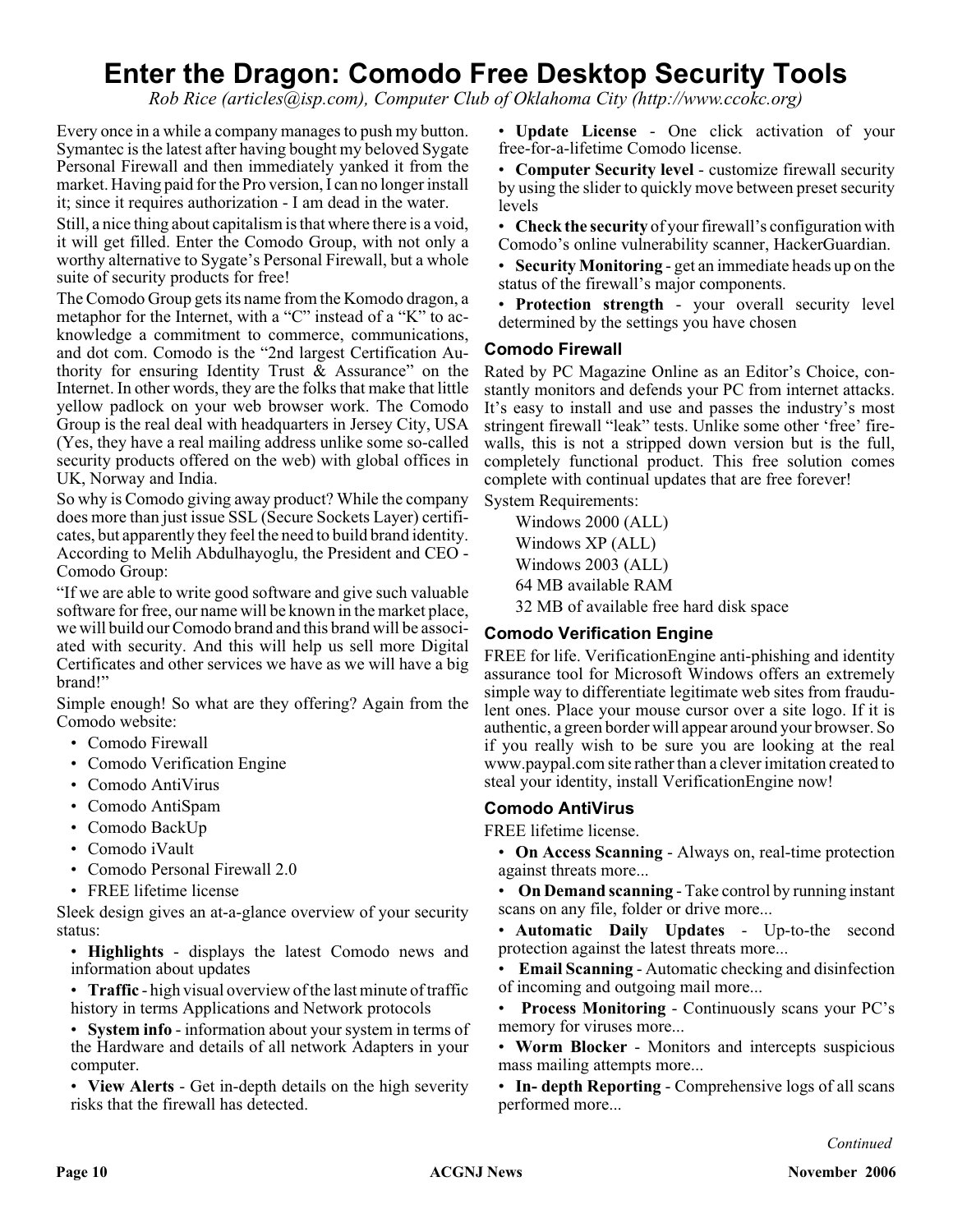# Enter the Dragon: Comodo Free Desktop Security Tools

*Rob Rice (articles@isp.com), Computer Club of Oklahoma City (http://www.ccokc.org)*

Every once in a while a company manages to push my button. Symantec is the latest after having bought my beloved Sygate Personal Firewall and then immediately yanked it from the market. Having paid for the Pro version, I can no longer install it; since it requires authorization - I am dead in the water.

Still, a nice thing about capitalism is that where there is a void, it will get filled. Enter the Comodo Group, with not only a worthy alternative to Sygate's Personal Firewall, but a whole suite of security products for free!

The Comodo Group gets its name from the Komodo dragon, a metaphor for the Internet, with a "C" instead of a "K" to acknowledge a commitment to commerce, communications, and dot com. Comodo is the "2nd largest Certification Authority for ensuring Identity Trust & Assurance" on the Internet. In other words, they are the folks that make that little yellow padlock on your web browser work. The Comodo Group is the real deal with headquarters in Jersey City, USA (Yes, they have a real mailing address unlike some so-called security products offered on the web) with global offices in UK, Norway and India.

So why is Comodo giving away product? While the company does more than just issue SSL (Secure Sockets Layer) certificates, but apparently they feel the need to build brand identity. According to Melih Abdulhayoglu, the President and CEO - Comodo Group:

"If we are able to write good software and give such valuable software for free, our name will be known in the market place, we will build our Comodo brand and this brand will be associated with security. And this will help us sell more Digital Certificates and other services we have as we will have a big brand!"

Simple enough! So what are they offering? Again from the Comodo website:

- Comodo Firewall
- Comodo Verification Engine
- Comodo AntiVirus
- Comodo AntiSpam
- Comodo BackUp
- Comodo iVault
- Comodo Personal Firewall 2.0
- FREE lifetime license

Sleek design gives an at-a-glance overview of your security status:

- **Highlights** - displays the latest Comodo news and information about updates
- **Traffic** - high visual overview of the last minute of traffic history in terms Applications and Network protocols
- **System info** - information about your system in terms of the Hardware and details of all network Adapters in your computer.
- **View Alerts** - Get in-depth details on the high severity risks that the firewall has detected.
- **Update License** - One click activation of your free-for-a-lifetime Comodo license.
- **Computer Security level** - customize firewall security by using the slider to quickly move between preset security levels
- **Check the security** of your firewall's configuration with Comodo's online vulnerability scanner, HackerGuardian.
- **Security Monitoring** - get an immediate heads up on the status of the firewall's major components.
- **Protection strength** - your overall security level determined by the settings you have chosen

### Comodo Firewall

Rated by PC Magazine Online as an Editor's Choice, constantly monitors and defends your PC from internet attacks. It's easy to install and use and passes the industry's most stringent firewall "leak" tests. Unlike some other 'free' firewalls, this is not a stripped down version but is the full, completely functional product. This free solution comes complete with continual updates that are free forever!

System Requirements:

- Windows 2000 (ALL)
- Windows XP (ALL)
- Windows 2003 (ALL)
- 64 MB available RAM
- 32 MB of available free hard disk space

### Comodo Verification Engine

FREE for life. VerificationEngine anti-phishing and identity assurance tool for Microsoft Windows offers an extremely simple way to differentiate legitimate web sites from fraudulent ones. Place your mouse cursor over a site logo. If it is authentic, a green border will appear around your browser. So if you really wish to be sure you are looking at the real www.paypal.com site rather than a clever imitation created to steal your identity, install VerificationEngine now!

### Comodo AntiVirus

FREE lifetime license.

- **On Access Scanning** - Always on, real-time protection against threats more...
- **On Demand scanning** - Take control by running instant scans on any file, folder or drive more...
- **Automatic Daily Updates** - Up-to-the second protection against the latest threats more...
- **Email Scanning** - Automatic checking and disinfection of incoming and outgoing mail more...
- **Process Monitoring** - Continuously scans your PC's memory for viruses more...
- **Worm Blocker** - Monitors and intercepts suspicious mass mailing attempts more...
- **In- depth Reporting** - Comprehensive logs of all scans performed more...

*Continued*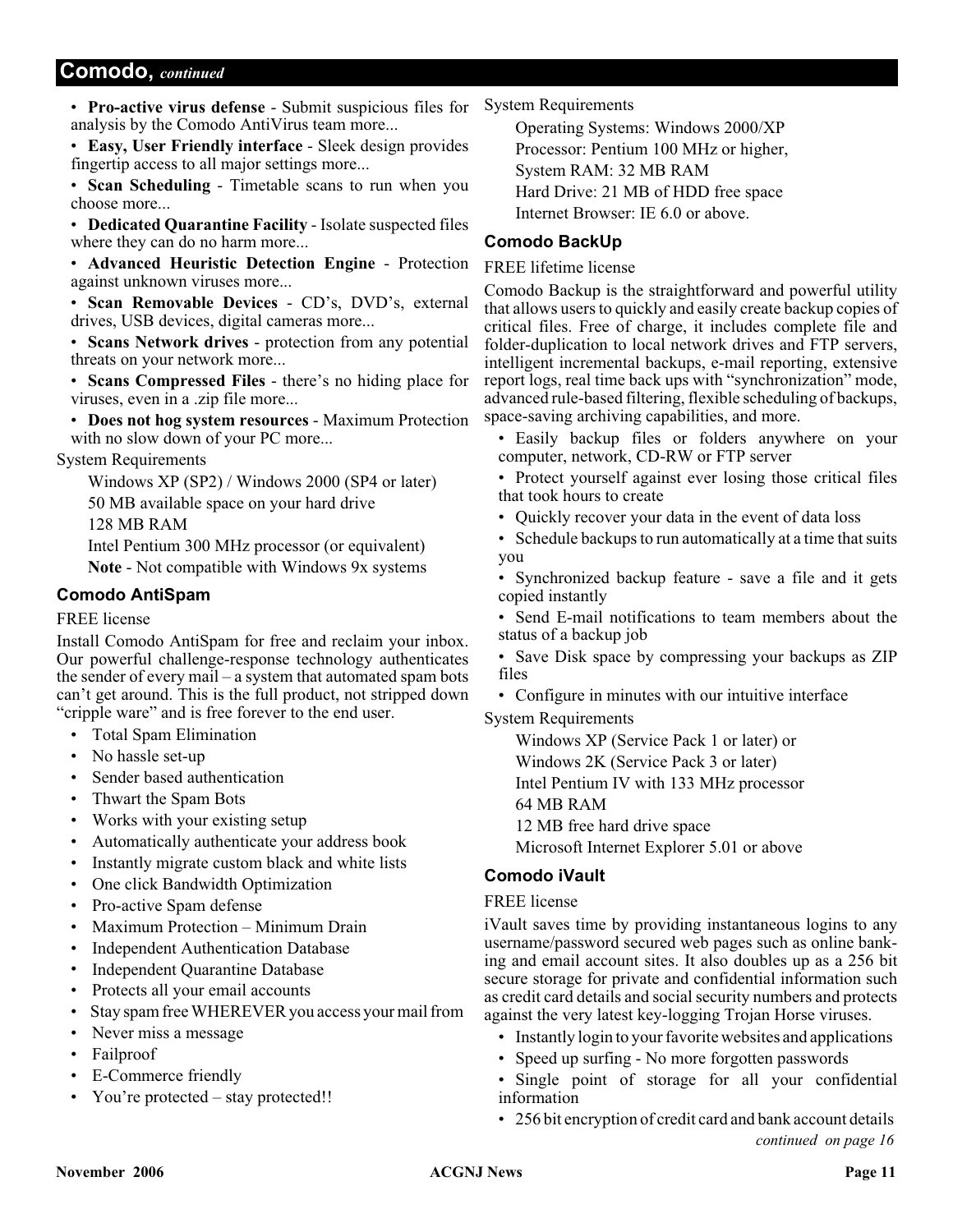## Comodo, *continued*

- **Pro-active virus defense** - Submit suspicious files for analysis by the Comodo AntiVirus team more...
- **Easy, User Friendly interface** - Sleek design provides fingertip access to all major settings more...
- **Scan Scheduling** - Timetable scans to run when you choose more...
- **Dedicated Quarantine Facility** - Isolate suspected files where they can do no harm more...
- **Advanced Heuristic Detection Engine** - Protection against unknown viruses more...
- **Scan Removable Devices** - CD's, DVD's, external drives, USB devices, digital cameras more...
- **Scans Network drives** - protection from any potential threats on your network more...
- **Scans Compressed Files** - there's no hiding place for viruses, even in a .zip file more...
- **Does not hog system resources** - Maximum Protection with no slow down of your PC more...

System Requirements

Windows XP (SP2) / Windows 2000 (SP4 or later)
50 MB available space on your hard drive
128 MB RAM
Intel Pentium 300 MHz processor (or equivalent)
**Note** - Not compatible with Windows 9x systems

### Comodo AntiSpam

FREE license

Install Comodo AntiSpam for free and reclaim your inbox. Our powerful challenge-response technology authenticates the sender of every mail – a system that automated spam bots can't get around. This is the full product, not stripped down "cripple ware" and is free forever to the end user.

- Total Spam Elimination
- No hassle set-up
- Sender based authentication
- Thwart the Spam Bots
- Works with your existing setup
- Automatically authenticate your address book
- Instantly migrate custom black and white lists
- One click Bandwidth Optimization
- Pro-active Spam defense
- Maximum Protection – Minimum Drain
- Independent Authentication Database
- Independent Quarantine Database
- Protects all your email accounts
- Stay spam free WHEREVER you access your mail from
- Never miss a message
- Failproof
- E-Commerce friendly
- You're protected – stay protected!!

System Requirements

Operating Systems: Windows 2000/XP
Processor: Pentium 100 MHz or higher,
System RAM: 32 MB RAM
Hard Drive: 21 MB of HDD free space
Internet Browser: IE 6.0 or above.

### Comodo BackUp

FREE lifetime license

Comodo Backup is the straightforward and powerful utility that allows users to quickly and easily create backup copies of critical files. Free of charge, it includes complete file and folder-duplication to local network drives and FTP servers, intelligent incremental backups, e-mail reporting, extensive report logs, real time back ups with "synchronization" mode, advanced rule-based filtering, flexible scheduling of backups, space-saving archiving capabilities, and more.

- Easily backup files or folders anywhere on your computer, network, CD-RW or FTP server
- Protect yourself against ever losing those critical files that took hours to create
- Quickly recover your data in the event of data loss
- Schedule backups to run automatically at a time that suits you
- Synchronized backup feature - save a file and it gets copied instantly
- Send E-mail notifications to team members about the status of a backup job
- Save Disk space by compressing your backups as ZIP files
- Configure in minutes with our intuitive interface

System Requirements

Windows XP (Service Pack 1 or later) or
Windows 2K (Service Pack 3 or later)
Intel Pentium IV with 133 MHz processor
64 MB RAM
12 MB free hard drive space
Microsoft Internet Explorer 5.01 or above

### Comodo iVault

FREE license

iVault saves time by providing instantaneous logins to any username/password secured web pages such as online banking and email account sites. It also doubles up as a 256 bit secure storage for private and confidential information such as credit card details and social security numbers and protects against the very latest key-logging Trojan Horse viruses.

- Instantly login to your favorite websites and applications
- Speed up surfing - No more forgotten passwords
- Single point of storage for all your confidential information
- 256 bit encryption of credit card and bank account details

*continued on page 16*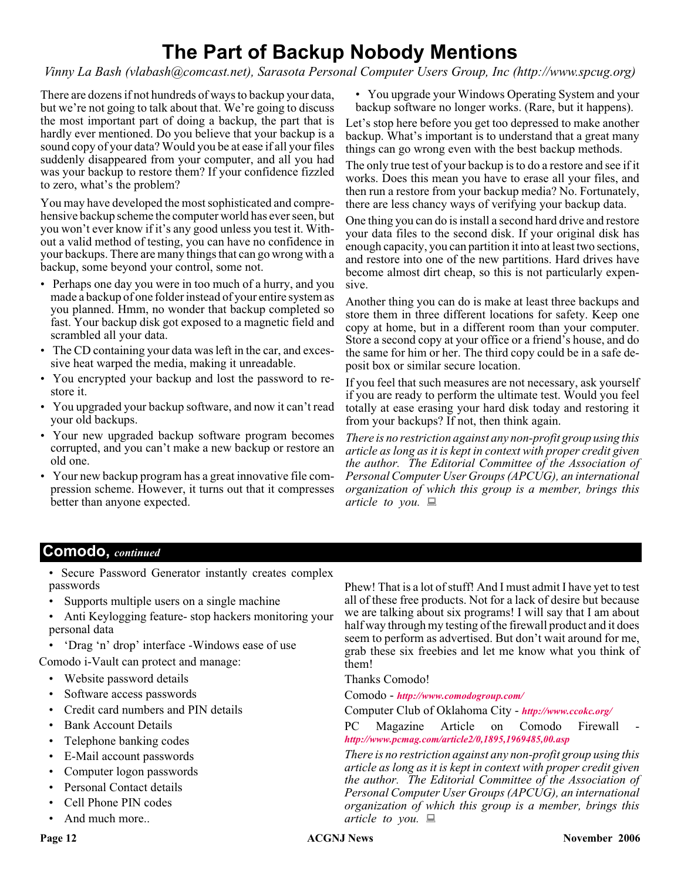# The Part of Backup Nobody Mentions

*Vinny La Bash (vlabash@comcast.net), Sarasota Personal Computer Users Group, Inc (http://www.spcug.org)*

There are dozens if not hundreds of ways to backup your data, but we're not going to talk about that. We're going to discuss the most important part of doing a backup, the part that is hardly ever mentioned. Do you believe that your backup is a sound copy of your data? Would you be at ease if all your files suddenly disappeared from your computer, and all you had was your backup to restore them? If your confidence fizzled to zero, what's the problem?

You may have developed the most sophisticated and comprehensive backup scheme the computer world has ever seen, but you won't ever know if it's any good unless you test it. Without a valid method of testing, you can have no confidence in your backups. There are many things that can go wrong with a backup, some beyond your control, some not.

- Perhaps one day you were in too much of a hurry, and you made a backup of one folder instead of your entire system as you planned. Hmm, no wonder that backup completed so fast. Your backup disk got exposed to a magnetic field and scrambled all your data.
- The CD containing your data was left in the car, and excessive heat warped the media, making it unreadable.
- You encrypted your backup and lost the password to restore it.
- You upgraded your backup software, and now it can't read your old backups.
- Your new upgraded backup software program becomes corrupted, and you can't make a new backup or restore an old one.
- Your new backup program has a great innovative file compression scheme. However, it turns out that it compresses better than anyone expected.
- You upgrade your Windows Operating System and your backup software no longer works. (Rare, but it happens).

Let's stop here before you get too depressed to make another backup. What's important is to understand that a great many things can go wrong even with the best backup methods.

The only true test of your backup is to do a restore and see if it works. Does this mean you have to erase all your files, and then run a restore from your backup media? No. Fortunately, there are less chancy ways of verifying your backup data.

One thing you can do is install a second hard drive and restore your data files to the second disk. If your original disk has enough capacity, you can partition it into at least two sections, and restore into one of the new partitions. Hard drives have become almost dirt cheap, so this is not particularly expensive.

Another thing you can do is make at least three backups and store them in three different locations for safety. Keep one copy at home, but in a different room than your computer. Store a second copy at your office or a friend's house, and do the same for him or her. The third copy could be in a safe deposit box or similar secure location.

If you feel that such measures are not necessary, ask yourself if you are ready to perform the ultimate test. Would you feel totally at ease erasing your hard disk today and restoring it from your backups? If not, then think again.

*There is no restriction against any non-profit group using this article as long as it is kept in context with proper credit given the author. The Editorial Committee of the Association of Personal Computer User Groups (APCUG), an international organization of which this group is a member, brings this article to you.*

## Comodo, *continued*

- Secure Password Generator instantly creates complex passwords
- Supports multiple users on a single machine
- Anti Keylogging feature- stop hackers monitoring your personal data
- 'Drag 'n' drop' interface -Windows ease of use

Comodo i-Vault can protect and manage:

- Website password details
- Software access passwords
- Credit card numbers and PIN details
- Bank Account Details
- Telephone banking codes
- E-Mail account passwords
- Computer logon passwords
- Personal Contact details
- Cell Phone PIN codes
- And much more..

Phew! That is a lot of stuff! And I must admit I have yet to test all of these free products. Not for a lack of desire but because we are talking about six programs! I will say that I am about half way through my testing of the firewall product and it does seem to perform as advertised. But don't wait around for me, grab these six freebies and let me know what you think of them!

Thanks Comodo!

Comodo - *http://www.comodogroup.com/*

Computer Club of Oklahoma City - *http://www.ccokc.org/*

PC Magazine Article on Comodo Firewall - *http://www.pcmag.com/article2/0,1895,1969485,00.asp*

*There is no restriction against any non-profit group using this article as long as it is kept in context with proper credit given the author. The Editorial Committee of the Association of Personal Computer User Groups (APCUG), an international organization of which this group is a member, brings this article to you.*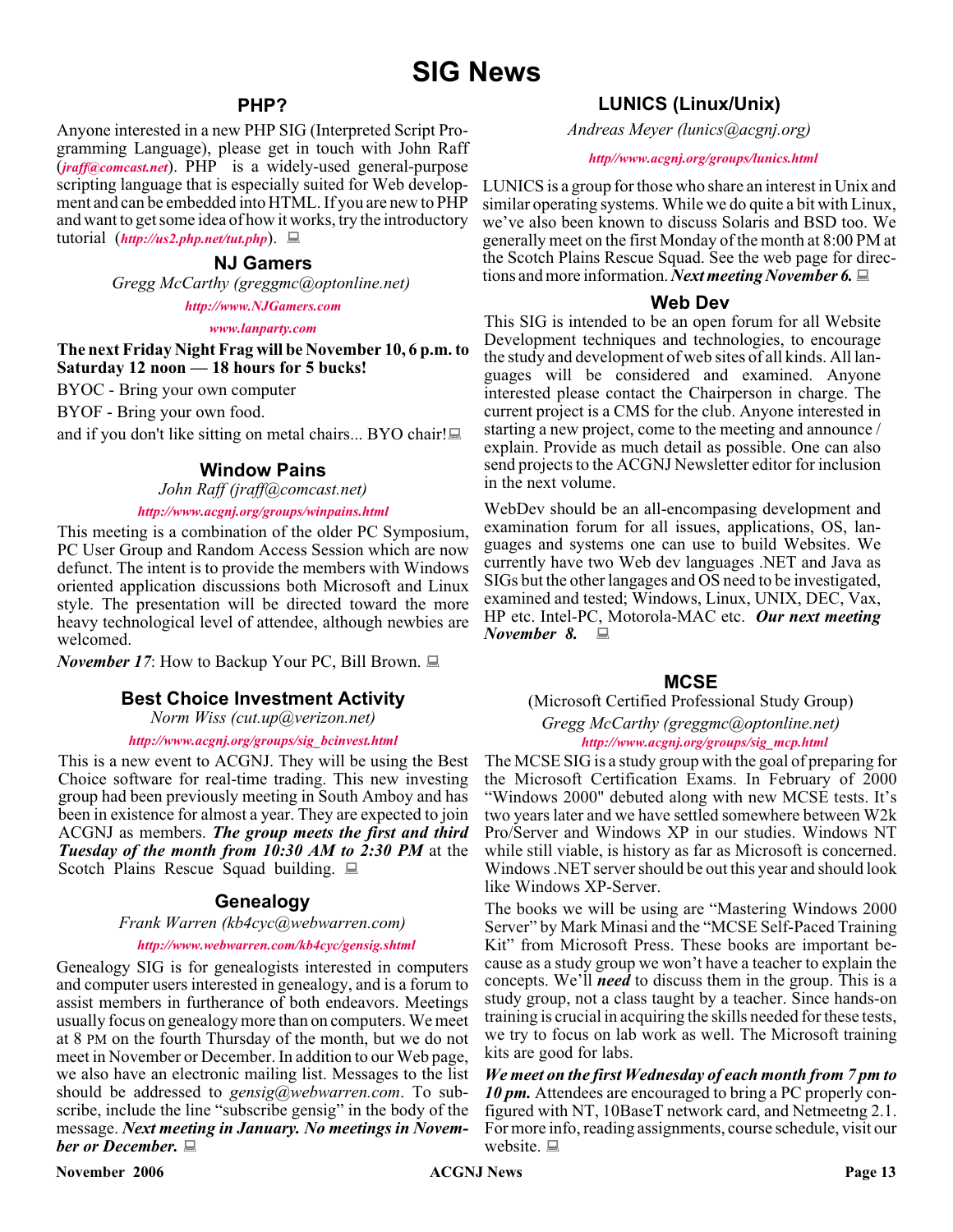# SIG News

## PHP?

Anyone interested in a new PHP SIG (Interpreted Script Programming Language), please get in touch with John Raff (***jraff@comcast.net***). PHP is a widely-used general-purpose scripting language that is especially suited for Web development and can be embedded into HTML. If you are new to PHP and want to get some idea of how it works, try the introductory tutorial (***http://us2.php.net/tut.php***).

## NJ Gamers

*Gregg McCarthy (greggmc@optonline.net)*

***http://www.NJGamers.com***

***www.lanparty.com***

**The next Friday Night Frag will be November 10, 6 p.m. to Saturday 12 noon — 18 hours for 5 bucks!**

BYOC - Bring your own computer

BYOF - Bring your own food.

and if you don't like sitting on metal chairs... BYO chair!

## Window Pains

*John Raff (jraff@comcast.net)*

***http://www.acgnj.org/groups/winpains.html***

This meeting is a combination of the older PC Symposium, PC User Group and Random Access Session which are now defunct. The intent is to provide the members with Windows oriented application discussions both Microsoft and Linux style. The presentation will be directed toward the more heavy technological level of attendee, although newbies are welcomed.

***November 17***: How to Backup Your PC, Bill Brown.

## Best Choice Investment Activity

*Norm Wiss (cut.up@verizon.net)*

***http://www.acgnj.org/groups/sig_bcinvest.html***

This is a new event to ACGNJ. They will be using the Best Choice software for real-time trading. This new investing group had been previously meeting in South Amboy and has been in existence for almost a year. They are expected to join ACGNJ as members. ***The group meets the first and third Tuesday of the month from 10:30 AM to 2:30 PM*** at the Scotch Plains Rescue Squad building.

## Genealogy

*Frank Warren (kb4cyc@webwarren.com)*

***http://www.webwarren.com/kb4cyc/gensig.shtml***

Genealogy SIG is for genealogists interested in computers and computer users interested in genealogy, and is a forum to assist members in furtherance of both endeavors. Meetings usually focus on genealogy more than on computers. We meet at 8 PM on the fourth Thursday of the month, but we do not meet in November or December. In addition to our Web page, we also have an electronic mailing list. Messages to the list should be addressed to *gensig@webwarren.com*. To subscribe, include the line "subscribe gensig" in the body of the message. ***Next meeting in January. No meetings in November or December.***

## LUNICS (Linux/Unix)

*Andreas Meyer (lunics@acgnj.org)*

***http//www.acgnj.org/groups/lunics.html***

LUNICS is a group for those who share an interest in Unix and similar operating systems. While we do quite a bit with Linux, we've also been known to discuss Solaris and BSD too. We generally meet on the first Monday of the month at 8:00 PM at the Scotch Plains Rescue Squad. See the web page for directions and more information. ***Next meeting November 6.***

## Web Dev

This SIG is intended to be an open forum for all Website Development techniques and technologies, to encourage the study and development of web sites of all kinds. All languages will be considered and examined. Anyone interested please contact the Chairperson in charge. The current project is a CMS for the club. Anyone interested in starting a new project, come to the meeting and announce / explain. Provide as much detail as possible. One can also send projects to the ACGNJ Newsletter editor for inclusion in the next volume.

WebDev should be an all-encompasing development and examination forum for all issues, applications, OS, languages and systems one can use to build Websites. We currently have two Web dev languages .NET and Java as SIGs but the other langages and OS need to be investigated, examined and tested; Windows, Linux, UNIX, DEC, Vax, HP etc. Intel-PC, Motorola-MAC etc. ***Our next meeting November 8.***

## MCSE

(Microsoft Certified Professional Study Group)

*Gregg McCarthy (greggmc@optonline.net)*

***http://www.acgnj.org/groups/sig_mcp.html***

The MCSE SIG is a study group with the goal of preparing for the Microsoft Certification Exams. In February of 2000 "Windows 2000" debuted along with new MCSE tests. It's two years later and we have settled somewhere between W2k Pro/Server and Windows XP in our studies. Windows NT while still viable, is history as far as Microsoft is concerned. Windows .NET server should be out this year and should look like Windows XP-Server.

The books we will be using are "Mastering Windows 2000 Server" by Mark Minasi and the "MCSE Self-Paced Training Kit" from Microsoft Press. These books are important because as a study group we won't have a teacher to explain the concepts. We'll ***need*** to discuss them in the group. This is a study group, not a class taught by a teacher. Since hands-on training is crucial in acquiring the skills needed for these tests, we try to focus on lab work as well. The Microsoft training kits are good for labs.

***We meet on the first Wednesday of each month from 7 pm to 10 pm.*** Attendees are encouraged to bring a PC properly configured with NT, 10BaseT network card, and Netmeetng 2.1. For more info, reading assignments, course schedule, visit our website.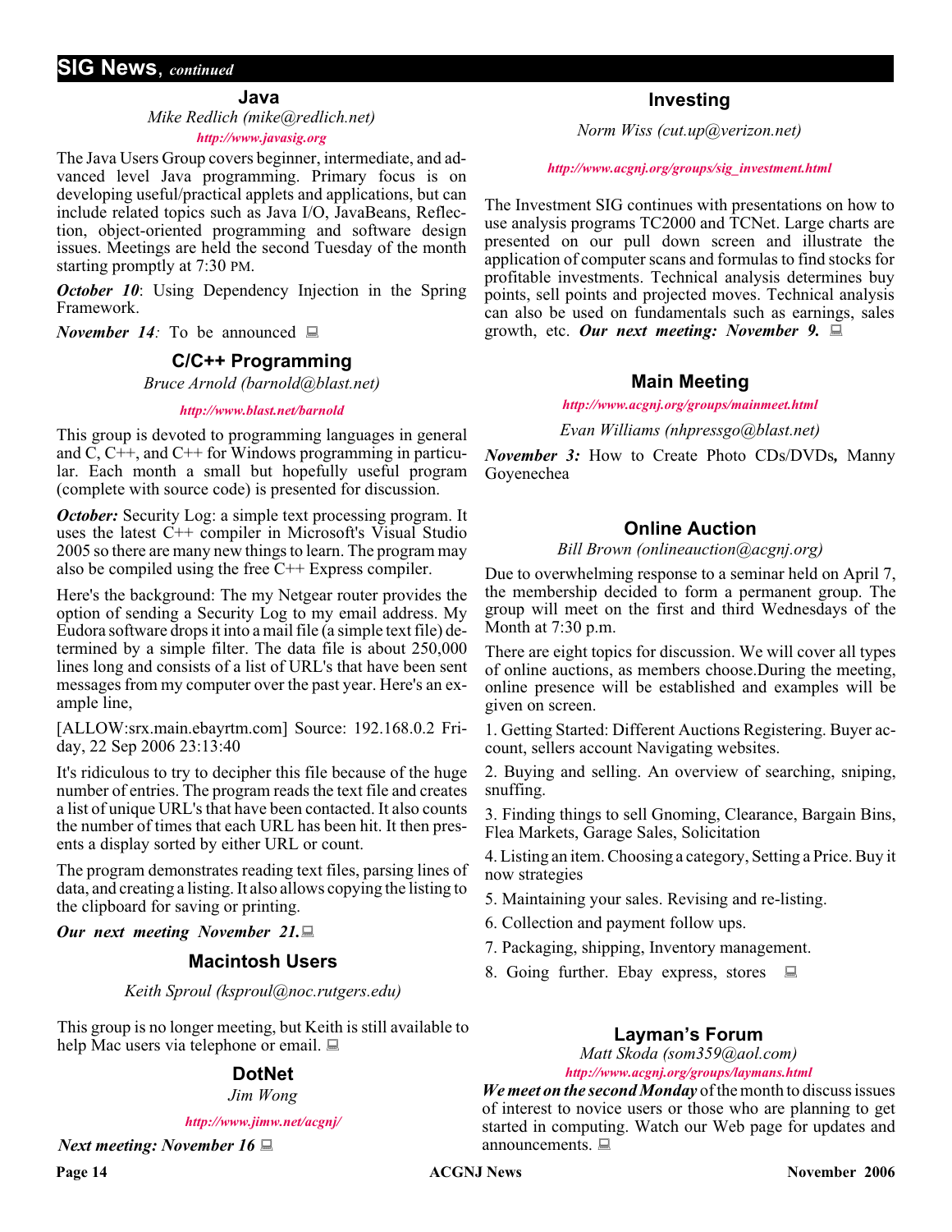## SIG News, *continued*

### Java

*Mike Redlich (mike@redlich.net)*

*http://www.javasig.org*

The Java Users Group covers beginner, intermediate, and advanced level Java programming. Primary focus is on developing useful/practical applets and applications, but can include related topics such as Java I/O, JavaBeans, Reflection, object-oriented programming and software design issues. Meetings are held the second Tuesday of the month starting promptly at 7:30 PM.

***October 10***: Using Dependency Injection in the Spring Framework.

***November 14**:* To be announced

### C/C++ Programming

*Bruce Arnold (barnold@blast.net)*

*http://www.blast.net/barnold*

This group is devoted to programming languages in general and C, C++, and C++ for Windows programming in particular. Each month a small but hopefully useful program (complete with source code) is presented for discussion.

***October:*** Security Log: a simple text processing program. It uses the latest C++ compiler in Microsoft's Visual Studio 2005 so there are many new things to learn. The program may also be compiled using the free C++ Express compiler.

Here's the background: The my Netgear router provides the option of sending a Security Log to my email address. My Eudora software drops it into a mail file (a simple text file) determined by a simple filter. The data file is about 250,000 lines long and consists of a list of URL's that have been sent messages from my computer over the past year. Here's an example line,

[ALLOW:srx.main.ebayrtm.com] Source: 192.168.0.2 Friday, 22 Sep 2006 23:13:40

It's ridiculous to try to decipher this file because of the huge number of entries. The program reads the text file and creates a list of unique URL's that have been contacted. It also counts the number of times that each URL has been hit. It then presents a display sorted by either URL or count.

The program demonstrates reading text files, parsing lines of data, and creating a listing. It also allows copying the listing to the clipboard for saving or printing.

***Our next meeting November 21.***

### Macintosh Users

*Keith Sproul (ksproul@noc.rutgers.edu)*

This group is no longer meeting, but Keith is still available to help Mac users via telephone or email.

### DotNet

*Jim Wong*

*http://www.jimw.net/acgnj/*

***Next meeting: November 16***

### Investing

*Norm Wiss (cut.up@verizon.net)*

*http://www.acgnj.org/groups/sig_investment.html*

The Investment SIG continues with presentations on how to use analysis programs TC2000 and TCNet. Large charts are presented on our pull down screen and illustrate the application of computer scans and formulas to find stocks for profitable investments. Technical analysis determines buy points, sell points and projected moves. Technical analysis can also be used on fundamentals such as earnings, sales growth, etc. ***Our next meeting: November 9.***

### Main Meeting

*http://www.acgnj.org/groups/mainmeet.html*

*Evan Williams (nhpressgo@blast.net)*

***November 3:*** How to Create Photo CDs/DVDs***,*** Manny Goyenechea

### Online Auction

*Bill Brown (onlineauction@acgnj.org)*

Due to overwhelming response to a seminar held on April 7, the membership decided to form a permanent group. The group will meet on the first and third Wednesdays of the Month at 7:30 p.m.

There are eight topics for discussion. We will cover all types of online auctions, as members choose.During the meeting, online presence will be established and examples will be given on screen.

1. Getting Started: Different Auctions Registering. Buyer account, sellers account Navigating websites.
2. Buying and selling. An overview of searching, sniping, snuffing.
3. Finding things to sell Gnoming, Clearance, Bargain Bins, Flea Markets, Garage Sales, Solicitation
4. Listing an item. Choosing a category, Setting a Price. Buy it now strategies
5. Maintaining your sales. Revising and re-listing.
6. Collection and payment follow ups.
7. Packaging, shipping, Inventory management.
8. Going further. Ebay express, stores

### Layman's Forum

*Matt Skoda (som359@aol.com)*

*http://www.acgnj.org/groups/laymans.html*

***We meet on the second Monday*** of the month to discuss issues of interest to novice users or those who are planning to get started in computing. Watch our Web page for updates and announcements.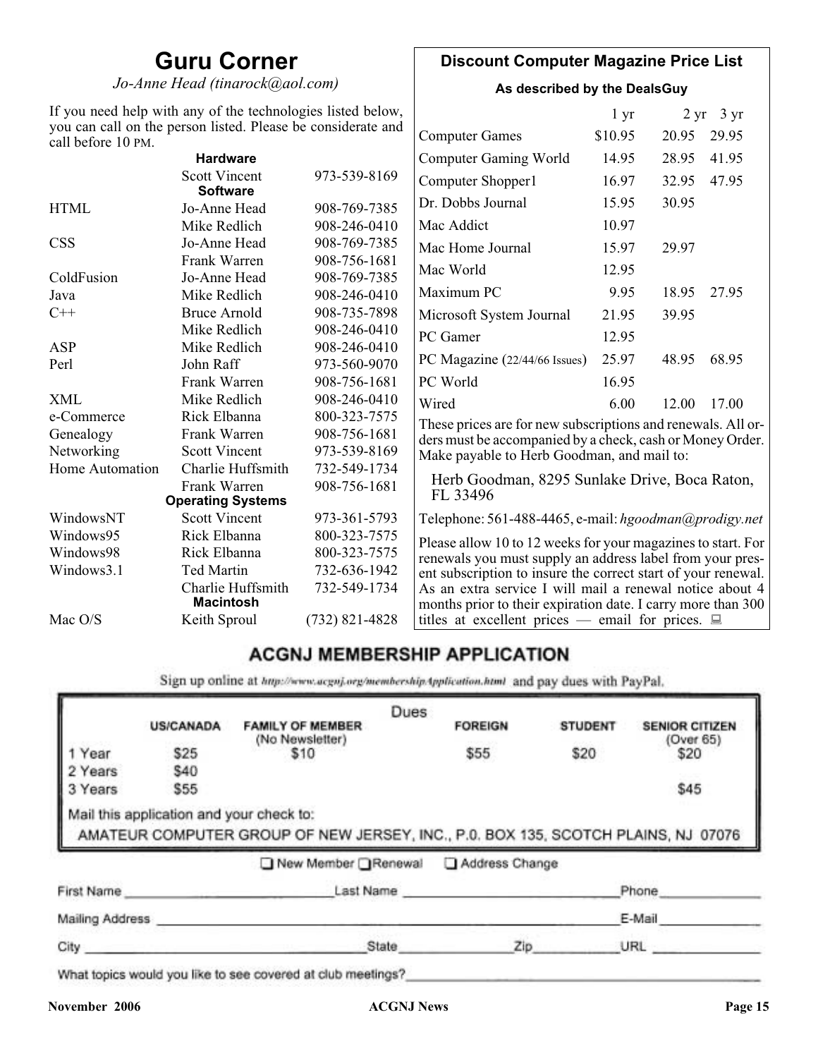## Guru Corner

*Jo-Anne Head (tinarock@aol.com)*

If you need help with any of the technologies listed below, you can call on the person listed. Please be considerate and call before 10 PM.

| | | |
|---|---|---|
| **Hardware** | | |
| | Scott Vincent | 973-539-8169 |
| **Software** | | |
| HTML | Jo-Anne Head | 908-769-7385 |
| | Mike Redlich | 908-246-0410 |
| CSS | Jo-Anne Head | 908-769-7385 |
| | Frank Warren | 908-756-1681 |
| ColdFusion | Jo-Anne Head | 908-769-7385 |
| Java | Mike Redlich | 908-246-0410 |
| C++ | Bruce Arnold | 908-735-7898 |
| | Mike Redlich | 908-246-0410 |
| ASP | Mike Redlich | 908-246-0410 |
| Perl | John Raff | 973-560-9070 |
| | Frank Warren | 908-756-1681 |
| XML | Mike Redlich | 908-246-0410 |
| e-Commerce | Rick Elbanna | 800-323-7575 |
| Genealogy | Frank Warren | 908-756-1681 |
| Networking | Scott Vincent | 973-539-8169 |
| Home Automation | Charlie Huffsmith | 732-549-1734 |
| | Frank Warren | 908-756-1681 |
| **Operating Systems** | | |
| WindowsNT | Scott Vincent | 973-361-5793 |
| Windows95 | Rick Elbanna | 800-323-7575 |
| Windows98 | Rick Elbanna | 800-323-7575 |
| Windows3.1 | Ted Martin | 732-636-1942 |
| | Charlie Huffsmith | 732-549-1734 |
| **Macintosh** | | |
| Mac O/S | Keith Sproul | (732) 821-4828 |

## Discount Computer Magazine Price List

**As described by the DealsGuy**

| | 1 yr | 2 yr | 3 yr |
|---|---|---|---|
| Computer Games | $10.95 | 20.95 | 29.95 |
| Computer Gaming World | 14.95 | 28.95 | 41.95 |
| Computer Shopper1 | 16.97 | 32.95 | 47.95 |
| Dr. Dobbs Journal | 15.95 | 30.95 | |
| Mac Addict | 10.97 | | |
| Mac Home Journal | 15.97 | 29.97 | |
| Mac World | 12.95 | | |
| Maximum PC | 9.95 | 18.95 | 27.95 |
| Microsoft System Journal | 21.95 | 39.95 | |
| PC Gamer | 12.95 | | |
| PC Magazine (22/44/66 Issues) | 25.97 | 48.95 | 68.95 |
| PC World | 16.95 | | |
| Wired | 6.00 | 12.00 | 17.00 |

These prices are for new subscriptions and renewals. All orders must be accompanied by a check, cash or Money Order. Make payable to Herb Goodman, and mail to:

Herb Goodman, 8295 Sunlake Drive, Boca Raton, FL 33496

Telephone: 561-488-4465, e-mail: *hgoodman@prodigy.net*

Please allow 10 to 12 weeks for your magazines to start. For renewals you must supply an address label from your present subscription to insure the correct start of your renewal. As an extra service I will mail a renewal notice about 4 months prior to their expiration date. I carry more than 300 titles at excellent prices — email for prices.

## ACGNJ MEMBERSHIP APPLICATION

Sign up online at http://www.acgnj.org/membershipApplication.html and pay dues with PayPal.

**Dues**

| | US/CANADA | FAMILY OF MEMBER (No Newsletter) | FOREIGN | STUDENT | SENIOR CITIZEN (Over 65) |
|---|---|---|---|---|---|
| 1 Year | $25 | $10 | $55 | $20 | $20 |
| 2 Years | $40 | | | | |
| 3 Years | $55 | | | | $45 |

Mail this application and your check to:

AMATEUR COMPUTER GROUP OF NEW JERSEY, INC., P.0. BOX 135, SCOTCH PLAINS, NJ 07076

☐ New Member ☐ Renewal ☐ Address Change

First Name \_\_\_\_\_\_\_\_\_\_ Last Name \_\_\_\_\_\_\_\_\_\_ Phone \_\_\_\_\_\_\_\_\_\_

Mailing Address \_\_\_\_\_\_\_\_\_\_ E-Mail \_\_\_\_\_\_\_\_\_\_

City \_\_\_\_\_\_\_\_\_\_ State \_\_\_\_\_\_\_\_\_\_ Zip \_\_\_\_\_\_\_\_\_\_ URL \_\_\_\_\_\_\_\_\_\_

What topics would you like to see covered at club meetings? \_\_\_\_\_\_\_\_\_\_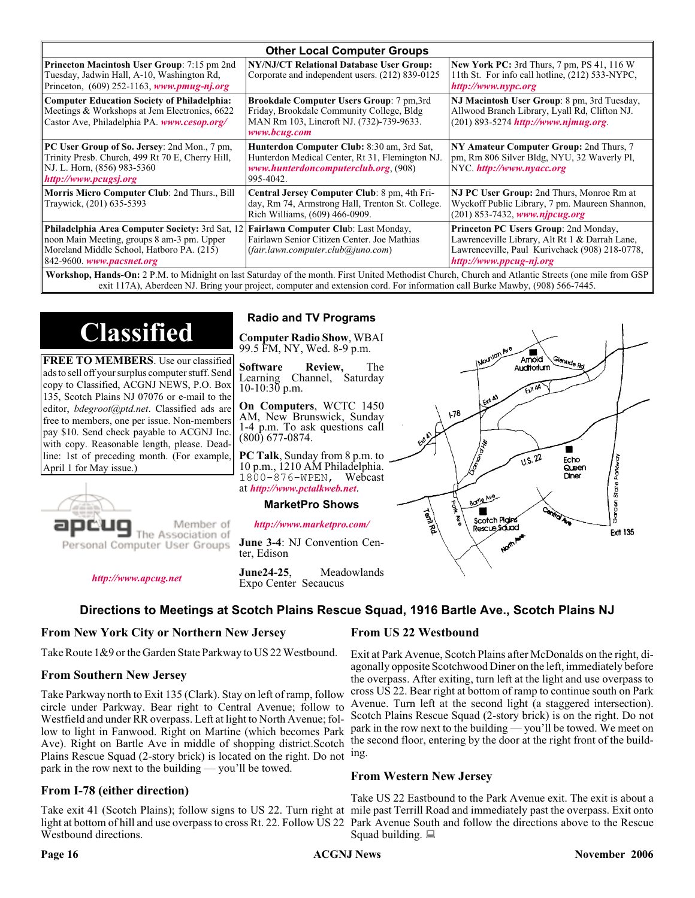## Other Local Computer Groups

| | | |
|---|---|---|
| **Princeton Macintosh User Group**: 7:15 pm 2nd Tuesday, Jadwin Hall, A-10, Washington Rd, Princeton, (609) 252-1163, ***www.pmug-nj.org*** | **NY/NJ/CT Relational Database User Group:** Corporate and independent users. (212) 839-0125 | **New York PC:** 3rd Thurs, 7 pm, PS 41, 116 W 11th St. For info call hotline, (212) 533-NYPC, ***http://www.nypc.org*** |
| **Computer Education Society of Philadelphia:** Meetings & Workshops at Jem Electronics, 6622 Castor Ave, Philadelphia PA. ***www.cesop.org/*** | **Brookdale Computer Users Group**: 7 pm,3rd Friday, Brookdale Community College, Bldg MAN Rm 103, Lincroft NJ. (732)-739-9633. ***www.bcug.com*** | **NJ Macintosh User Group**: 8 pm, 3rd Tuesday, Allwood Branch Library, Lyall Rd, Clifton NJ. (201) 893-5274 ***http://www.njmug.org***. |
| **PC User Group of So. Jersey**: 2nd Mon., 7 pm, Trinity Presb. Church, 499 Rt 70 E, Cherry Hill, NJ. L. Horn, (856) 983-5360 ***http://www.pcugsj.org*** | **Hunterdon Computer Club:** 8:30 am, 3rd Sat, Hunterdon Medical Center, Rt 31, Flemington NJ. ***www.hunterdoncomputerclub.org***, (908) 995-4042. | **NY Amateur Computer Group:** 2nd Thurs, 7 pm, Rm 806 Silver Bldg, NYU, 32 Waverly Pl, NYC. ***http://www.nyacc.org*** |
| **Morris Micro Computer Club**: 2nd Thurs., Bill Traywick, (201) 635-5393 | **Central Jersey Computer Club**: 8 pm, 4th Friday, Rm 74, Armstrong Hall, Trenton St. College. Rich Williams, (609) 466-0909. | **NJ PC User Group:** 2nd Thurs, Monroe Rm at Wyckoff Public Library, 7 pm. Maureen Shannon, (201) 853-7432, ***www.njpcug.org*** |
| **Philadelphia Area Computer Society:** 3rd Sat, 12 noon Main Meeting, groups 8 am-3 pm. Upper Moreland Middle School, Hatboro PA. (215) 842-9600. ***www.pacsnet.org*** | **Fairlawn Computer Club**: Last Monday, Fairlawn Senior Citizen Center. Joe Mathias (*fair.lawn.computer.club@juno.com*) | **Princeton PC Users Group**: 2nd Monday, Lawrenceville Library, Alt Rt 1 & Darrah Lane, Lawrenceville, Paul Kurivchack (908) 218-0778, ***http://www.ppcug-nj.org*** |

**Workshop, Hands-On:** 2 P.M. to Midnight on last Saturday of the month. First United Methodist Church, Church and Atlantic Streets (one mile from GSP exit 117A), Aberdeen NJ. Bring your project, computer and extension cord. For information call Burke Mawby, (908) 566-7445.

# Classified

**FREE TO MEMBERS**. Use our classified ads to sell off your surplus computer stuff. Send copy to Classified, ACGNJ NEWS, P.O. Box 135, Scotch Plains NJ 07076 or e-mail to the editor, *bdegroot@ptd.net*. Classified ads are free to members, one per issue. Non-members pay $10. Send check payable to ACGNJ Inc. with copy. Reasonable length, please. Deadline: 1st of preceding month. (For example, April 1 for May issue.)

apcug — Member of The Association of Personal Computer User Groups

***http://www.apcug.net***

### Radio and TV Programs

**Computer Radio Show**, WBAI 99.5 FM, NY, Wed. 8-9 p.m.

**Software Review,** The Learning Channel, Saturday 10-10:30 p.m.

**On Computers**, WCTC 1450 AM, New Brunswick, Sunday 1-4 p.m. To ask questions call (800) 677-0874.

**PC Talk**, Sunday from 8 p.m. to 10 p.m., 1210 AM Philadelphia. 1800-876-WPEN, Webcast at ***http://www.pctalkweb.net***.

### MarketPro Shows

***http://www.marketpro.com/***

**June 3-4**: NJ Convention Center, Edison

**June24-25**, Meadowlands Expo Center Secaucus

## Directions to Meetings at Scotch Plains Rescue Squad, 1916 Bartle Ave., Scotch Plains NJ

### From New York City or Northern New Jersey

Take Route 1&9 or the Garden State Parkway to US 22 Westbound.

### From Southern New Jersey

Take Parkway north to Exit 135 (Clark). Stay on left of ramp, follow circle under Parkway. Bear right to Central Avenue; follow to Westfield and under RR overpass. Left at light to North Avenue; follow to light in Fanwood. Right on Martine (which becomes Park Ave). Right on Bartle Ave in middle of shopping district.Scotch Plains Rescue Squad (2-story brick) is located on the right. Do not park in the row next to the building — you'll be towed.

### From I-78 (either direction)

Take exit 41 (Scotch Plains); follow signs to US 22. Turn right at light at bottom of hill and use overpass to cross Rt. 22. Follow US 22 Westbound directions.

### From US 22 Westbound

Exit at Park Avenue, Scotch Plains after McDonalds on the right, diagonally opposite Scotchwood Diner on the left, immediately before the overpass. After exiting, turn left at the light and use overpass to cross US 22. Bear right at bottom of ramp to continue south on Park Avenue. Turn left at the second light (a staggered intersection). Scotch Plains Rescue Squad (2-story brick) is on the right. Do not park in the row next to the building — you'll be towed. We meet on the second floor, entering by the door at the right front of the building.

### From Western New Jersey

Take US 22 Eastbound to the Park Avenue exit. The exit is about a mile past Terrill Road and immediately past the overpass. Exit onto Park Avenue South and follow the directions above to the Rescue Squad building.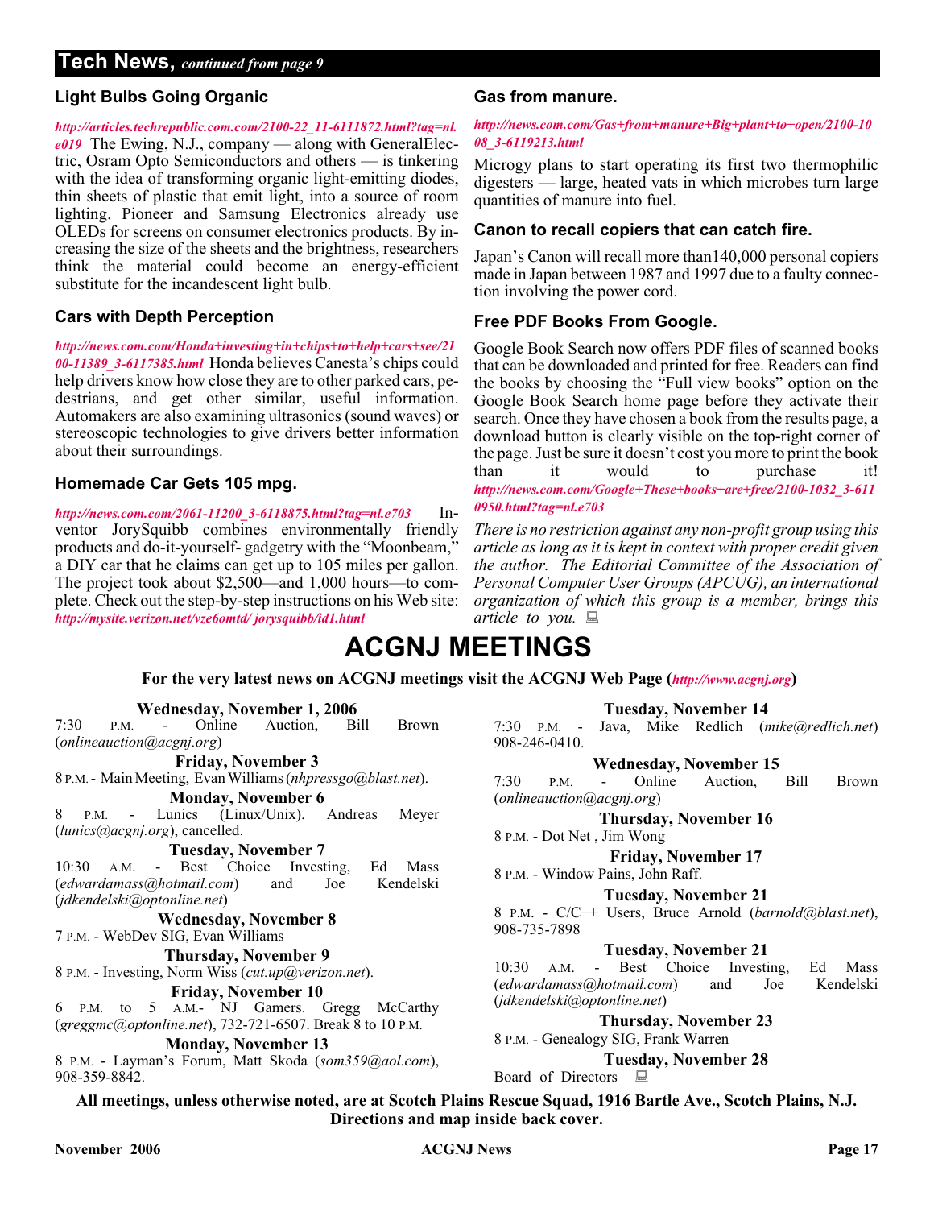## Tech News, *continued from page 9*

### Light Bulbs Going Organic

***http://articles.techrepublic.com.com/2100-22_11-6111872.html?tag=nl.e019*** The Ewing, N.J., company — along with GeneralElectric, Osram Opto Semiconductors and others — is tinkering with the idea of transforming organic light-emitting diodes, thin sheets of plastic that emit light, into a source of room lighting. Pioneer and Samsung Electronics already use OLEDs for screens on consumer electronics products. By increasing the size of the sheets and the brightness, researchers think the material could become an energy-efficient substitute for the incandescent light bulb.

### Cars with Depth Perception

***http://news.com.com/Honda+investing+in+chips+to+help+cars+see/2100-11389_3-6117385.html*** Honda believes Canesta's chips could help drivers know how close they are to other parked cars, pedestrians, and get other similar, useful information. Automakers are also examining ultrasonics (sound waves) or stereoscopic technologies to give drivers better information about their surroundings.

### Homemade Car Gets 105 mpg.

***http://news.com.com/2061-11200_3-6118875.html?tag=nl.e703*** Inventor JorySquibb combines environmentally friendly products and do-it-yourself- gadgetry with the "Moonbeam," a DIY car that he claims can get up to 105 miles per gallon. The project took about $2,500—and 1,000 hours—to complete. Check out the step-by-step instructions on his Web site: ***http://mysite.verizon.net/vze6omtd/ jorysquibb/id1.html***

### Gas from manure.

***http://news.com.com/Gas+from+manure+Big+plant+to+open/2100-1008_3-6119213.html***

Microgy plans to start operating its first two thermophilic digesters — large, heated vats in which microbes turn large quantities of manure into fuel.

### Canon to recall copiers that can catch fire.

Japan's Canon will recall more than140,000 personal copiers made in Japan between 1987 and 1997 due to a faulty connection involving the power cord.

### Free PDF Books From Google.

Google Book Search now offers PDF files of scanned books that can be downloaded and printed for free. Readers can find the books by choosing the "Full view books" option on the Google Book Search home page before they activate their search. Once they have chosen a book from the results page, a download button is clearly visible on the top-right corner of the page. Just be sure it doesn't cost you more to print the book than it would to purchase it! ***http://news.com.com/Google+These+books+are+free/2100-1032_3-6110950.html?tag=nl.e703***

*There is no restriction against any non-profit group using this article as long as it is kept in context with proper credit given the author. The Editorial Committee of the Association of Personal Computer User Groups (APCUG), an international organization of which this group is a member, brings this article to you.*

# ACGNJ MEETINGS

**For the very latest news on ACGNJ meetings visit the ACGNJ Web Page (*http://www.acgnj.org*)**

**Wednesday, November 1, 2006**
7:30 P.M. - Online Auction, Bill Brown (*onlineauction@acgnj.org*)

**Friday, November 3**
8 P.M. - Main Meeting, Evan Williams (*nhpressgo@blast.net*).

**Monday, November 6**
8 P.M. - Lunics (Linux/Unix). Andreas Meyer (*lunics@acgnj.org*), cancelled.

**Tuesday, November 7**
10:30 A.M. - Best Choice Investing, Ed Mass (*edwardamass@hotmail.com*) and Joe Kendelski (*jdkendelski@optonline.net*)

**Wednesday, November 8**
7 P.M. - WebDev SIG, Evan Williams

**Thursday, November 9**
8 P.M. - Investing, Norm Wiss (*cut.up@verizon.net*).

**Friday, November 10**
6 P.M. to 5 A.M.- NJ Gamers. Gregg McCarthy (*greggmc@optonline.net*), 732-721-6507. Break 8 to 10 P.M.

**Monday, November 13**
8 P.M. - Layman's Forum, Matt Skoda (*som359@aol.com*), 908-359-8842.

**Tuesday, November 14**
7:30 P.M. - Java, Mike Redlich (*mike@redlich.net*) 908-246-0410.

**Wednesday, November 15**
7:30 P.M. - Online Auction, Bill Brown (*onlineauction@acgnj.org*)

**Thursday, November 16**
8 P.M. - Dot Net , Jim Wong

**Friday, November 17**
8 P.M. - Window Pains, John Raff.

**Tuesday, November 21**
8 P.M. - C/C++ Users, Bruce Arnold (*barnold@blast.net*), 908-735-7898

**Tuesday, November 21**
10:30 A.M. - Best Choice Investing, Ed Mass (*edwardamass@hotmail.com*) and Joe Kendelski (*jdkendelski@optonline.net*)

**Thursday, November 23**
8 P.M. - Genealogy SIG, Frank Warren

**Tuesday, November 28**
Board of Directors

**All meetings, unless otherwise noted, are at Scotch Plains Rescue Squad, 1916 Bartle Ave., Scotch Plains, N.J. Directions and map inside back cover.**